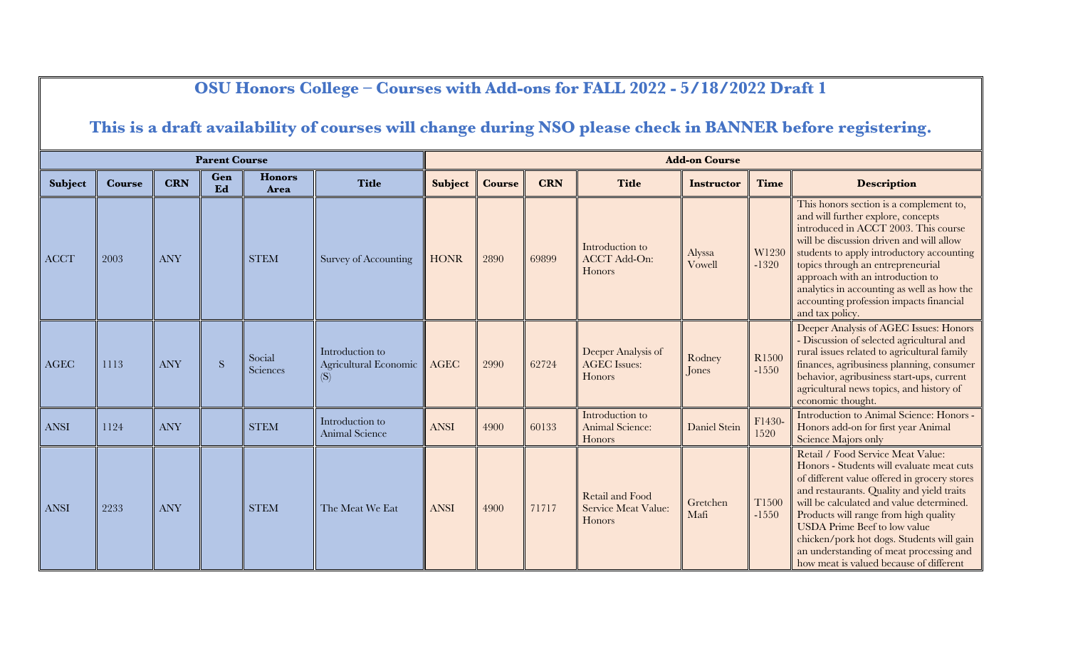# OSU Honors College – Courses with Add-ons for FALL 2022 - 5/18/2022 Draft 1

## This is a draft availability of courses will change during NSO please check in BANNER before registering.

| Parent Course | | | | | | Add-on Course | | | | | | |
|---|---|---|---|---|---|---|---|---|---|---|---|---|
| **Subject** | **Course** | **CRN** | **Gen Ed** | **Honors Area** | **Title** | **Subject** | **Course** | **CRN** | **Title** | **Instructor** | **Time** | **Description** |
| ACCT | 2003 | ANY | | STEM | Survey of Accounting | HONR | 2890 | 69899 | Introduction to ACCT Add-On: Honors | Alyssa Vowell | W1230 -1320 | This honors section is a complement to, and will further explore, concepts introduced in ACCT 2003. This course will be discussion driven and will allow students to apply introductory accounting topics through an entrepreneurial approach with an introduction to analytics in accounting as well as how the accounting profession impacts financial and tax policy. |
| AGEC | 1113 | ANY | S | Social Sciences | Introduction to Agricultural Economic (S) | AGEC | 2990 | 62724 | Deeper Analysis of AGEC Issues: Honors | Rodney Jones | R1500 -1550 | Deeper Analysis of AGEC Issues: Honors - Discussion of selected agricultural and rural issues related to agricultural family finances, agribusiness planning, consumer behavior, agribusiness start-ups, current agricultural news topics, and history of economic thought. |
| ANSI | 1124 | ANY | | STEM | Introduction to Animal Science | ANSI | 4900 | 60133 | Introduction to Animal Science: Honors | Daniel Stein | F1430-1520 | Introduction to Animal Science: Honors - Honors add-on for first year Animal Science Majors only |
| ANSI | 2233 | ANY | | STEM | The Meat We Eat | ANSI | 4900 | 71717 | Retail and Food Service Meat Value: Honors | Gretchen Mafi | T1500 -1550 | Retail / Food Service Meat Value: Honors - Students will evaluate meat cuts of different value offered in grocery stores and restaurants. Quality and yield traits will be calculated and value determined. Products will range from high quality USDA Prime Beef to low value chicken/pork hot dogs. Students will gain an understanding of meat processing and how meat is valued because of different |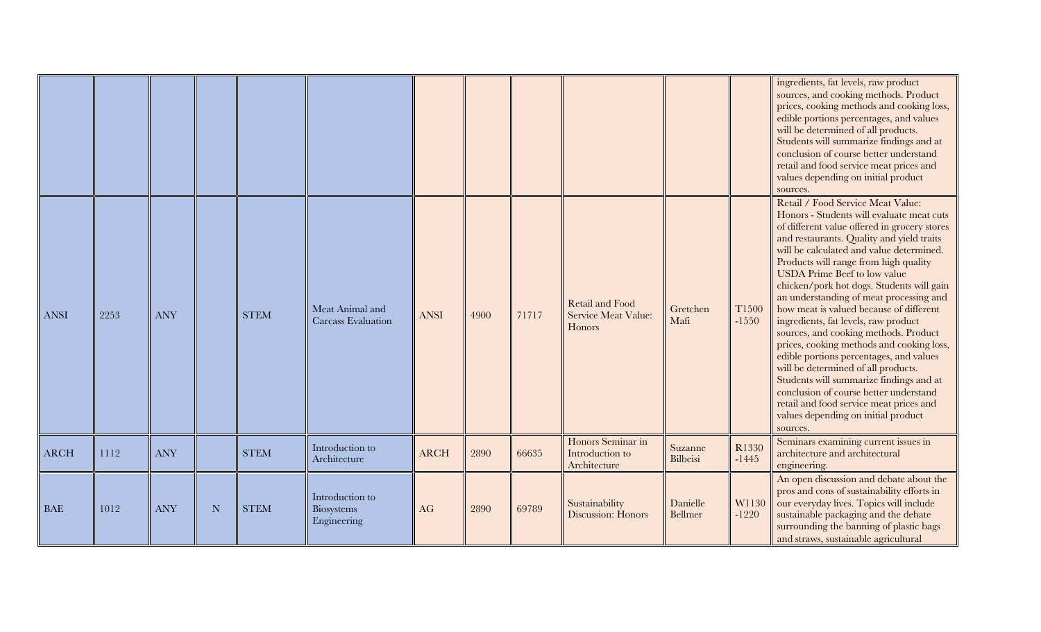| | | | | | | | | | | | | |
|---|---|---|---|---|---|---|---|---|---|---|---|---|
| | | | | | | | | | | | | ingredients, fat levels, raw product sources, and cooking methods. Product prices, cooking methods and cooking loss, edible portions percentages, and values will be determined of all products. Students will summarize findings and at conclusion of course better understand retail and food service meat prices and values depending on initial product sources. |
| ANSI | 2253 | ANY | | STEM | Meat Animal and Carcass Evaluation | ANSI | 4900 | 71717 | Retail and Food Service Meat Value: Honors | Gretchen Mafi | T1500 -1550 | Retail / Food Service Meat Value: Honors - Students will evaluate meat cuts of different value offered in grocery stores and restaurants. Quality and yield traits will be calculated and value determined. Products will range from high quality USDA Prime Beef to low value chicken/pork hot dogs. Students will gain an understanding of meat processing and how meat is valued because of different ingredients, fat levels, raw product sources, and cooking methods. Product prices, cooking methods and cooking loss, edible portions percentages, and values will be determined of all products. Students will summarize findings and at conclusion of course better understand retail and food service meat prices and values depending on initial product sources. |
| ARCH | 1112 | ANY | | STEM | Introduction to Architecture | ARCH | 2890 | 66635 | Honors Seminar in Introduction to Architecture | Suzanne Bilbeisi | R1330 -1445 | Seminars examining current issues in architecture and architectural engineering. |
| BAE | 1012 | ANY | N | STEM | Introduction to Biosystems Engineering | AG | 2890 | 69789 | Sustainability Discussion: Honors | Danielle Bellmer | W1130 -1220 | An open discussion and debate about the pros and cons of sustainability efforts in our everyday lives. Topics will include sustainable packaging and the debate surrounding the banning of plastic bags and straws, sustainable agricultural |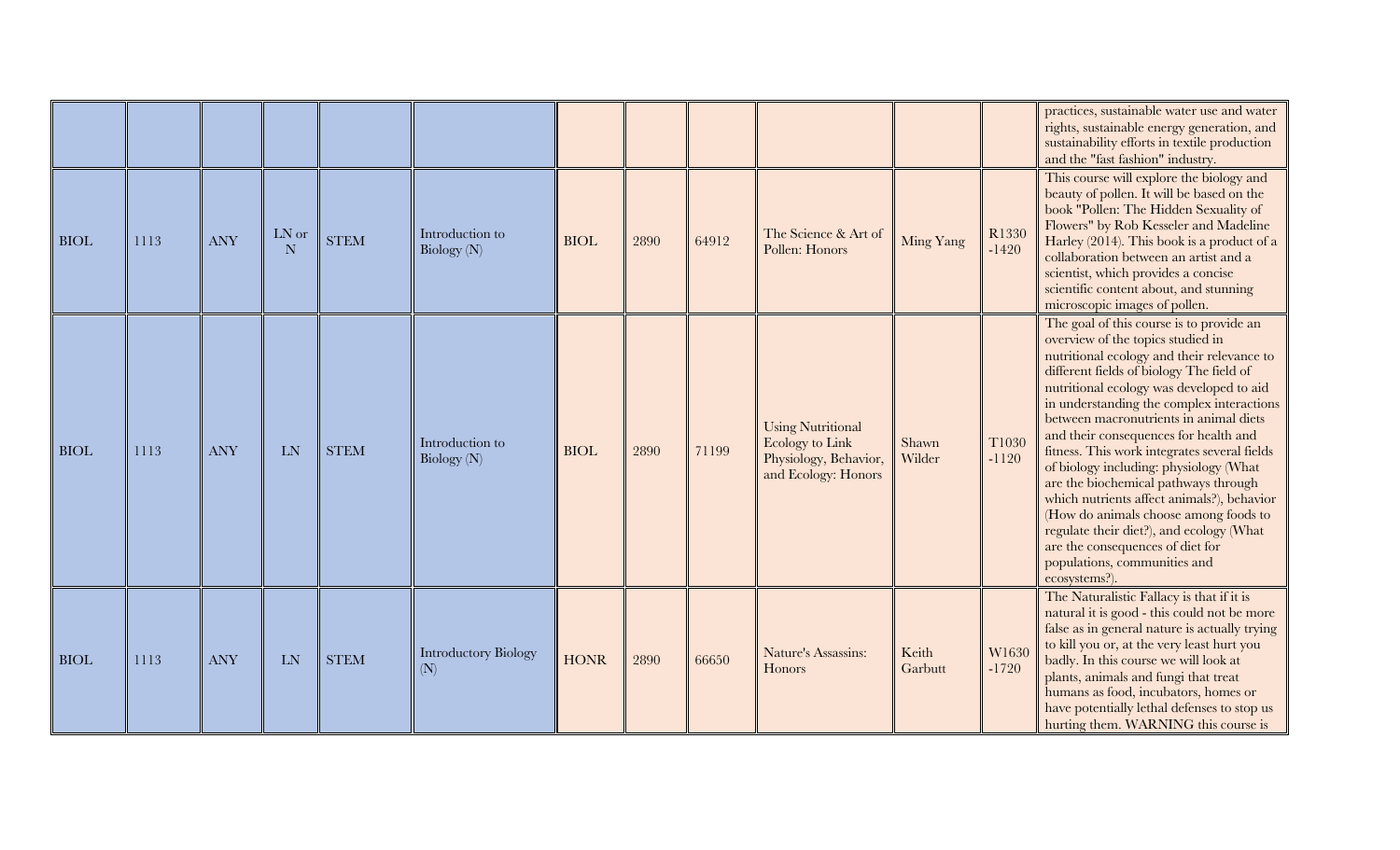| | | | | | | | | | | | | |
|---|---|---|---|---|---|---|---|---|---|---|---|---|
| | | | | | | | | | | | | practices, sustainable water use and water rights, sustainable energy generation, and sustainability efforts in textile production and the "fast fashion" industry. |
| BIOL | 1113 | ANY | LN or N | STEM | Introduction to Biology (N) | BIOL | 2890 | 64912 | The Science & Art of Pollen: Honors | Ming Yang | R1330 -1420 | This course will explore the biology and beauty of pollen. It will be based on the book "Pollen: The Hidden Sexuality of Flowers" by Rob Kesseler and Madeline Harley (2014). This book is a product of a collaboration between an artist and a scientist, which provides a concise scientific content about, and stunning microscopic images of pollen. |
| BIOL | 1113 | ANY | LN | STEM | Introduction to Biology (N) | BIOL | 2890 | 71199 | Using Nutritional Ecology to Link Physiology, Behavior, and Ecology: Honors | Shawn Wilder | T1030 -1120 | The goal of this course is to provide an overview of the topics studied in nutritional ecology and their relevance to different fields of biology The field of nutritional ecology was developed to aid in understanding the complex interactions between macronutrients in animal diets and their consequences for health and fitness. This work integrates several fields of biology including: physiology (What are the biochemical pathways through which nutrients affect animals?), behavior (How do animals choose among foods to regulate their diet?), and ecology (What are the consequences of diet for populations, communities and ecosystems?). |
| BIOL | 1113 | ANY | LN | STEM | Introductory Biology (N) | HONR | 2890 | 66650 | Nature's Assassins: Honors | Keith Garbutt | W1630 -1720 | The Naturalistic Fallacy is that if it is natural it is good - this could not be more false as in general nature is actually trying to kill you or, at the very least hurt you badly. In this course we will look at plants, animals and fungi that treat humans as food, incubators, homes or have potentially lethal defenses to stop us hurting them. WARNING this course is |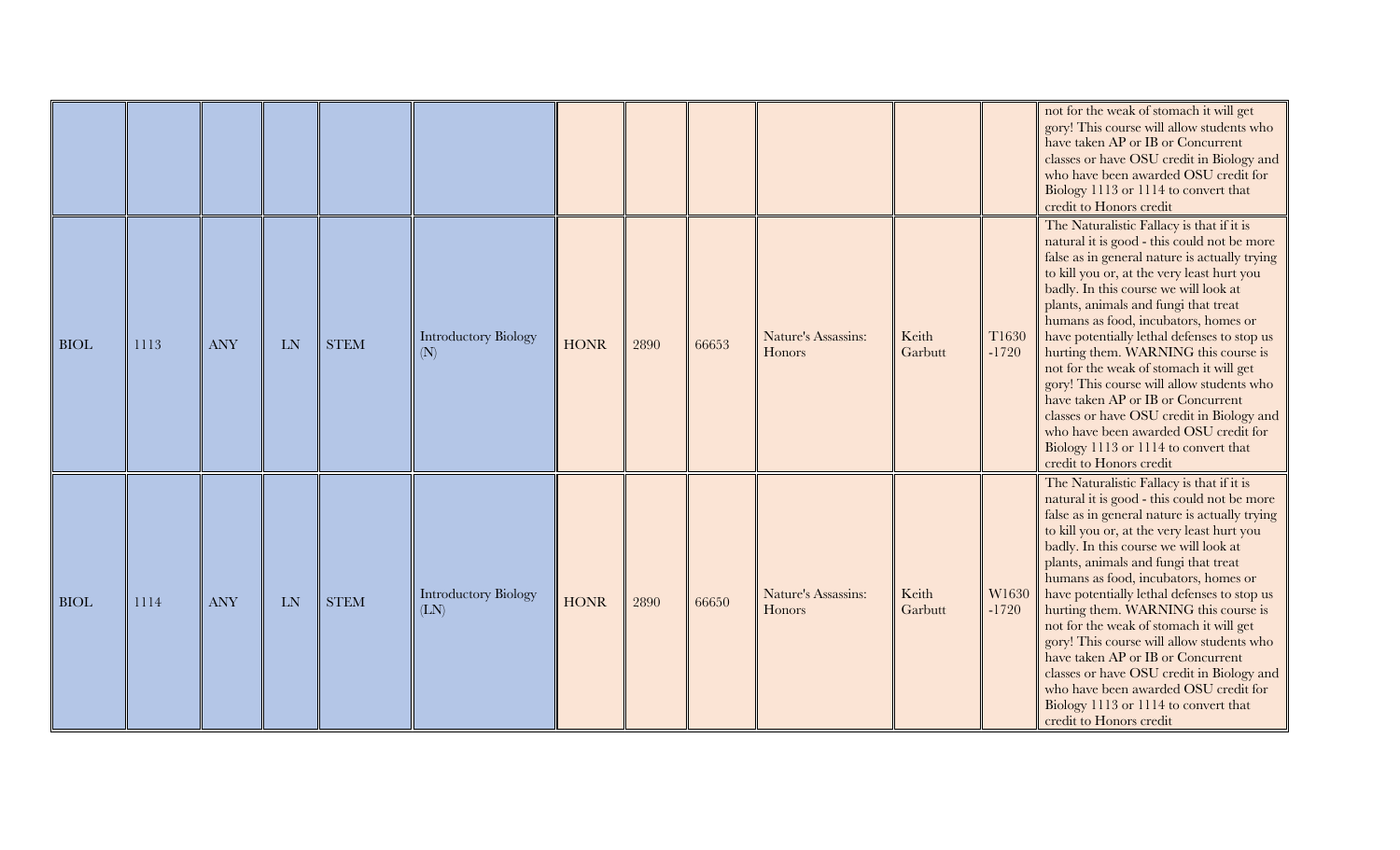| | | | | | | | | | | | | |
|---|---|---|---|---|---|---|---|---|---|---|---|---|
| | | | | | | | | | | | | not for the weak of stomach it will get gory! This course will allow students who have taken AP or IB or Concurrent classes or have OSU credit in Biology and who have been awarded OSU credit for Biology 1113 or 1114 to convert that credit to Honors credit |
| BIOL | 1113 | ANY | LN | STEM | Introductory Biology (N) | HONR | 2890 | 66653 | Nature's Assassins: Honors | Keith Garbutt | T1630 -1720 | The Naturalistic Fallacy is that if it is natural it is good - this could not be more false as in general nature is actually trying to kill you or, at the very least hurt you badly. In this course we will look at plants, animals and fungi that treat humans as food, incubators, homes or have potentially lethal defenses to stop us hurting them. WARNING this course is not for the weak of stomach it will get gory! This course will allow students who have taken AP or IB or Concurrent classes or have OSU credit in Biology and who have been awarded OSU credit for Biology 1113 or 1114 to convert that credit to Honors credit |
| BIOL | 1114 | ANY | LN | STEM | Introductory Biology (LN) | HONR | 2890 | 66650 | Nature's Assassins: Honors | Keith Garbutt | W1630 -1720 | The Naturalistic Fallacy is that if it is natural it is good - this could not be more false as in general nature is actually trying to kill you or, at the very least hurt you badly. In this course we will look at plants, animals and fungi that treat humans as food, incubators, homes or have potentially lethal defenses to stop us hurting them. WARNING this course is not for the weak of stomach it will get gory! This course will allow students who have taken AP or IB or Concurrent classes or have OSU credit in Biology and who have been awarded OSU credit for Biology 1113 or 1114 to convert that credit to Honors credit |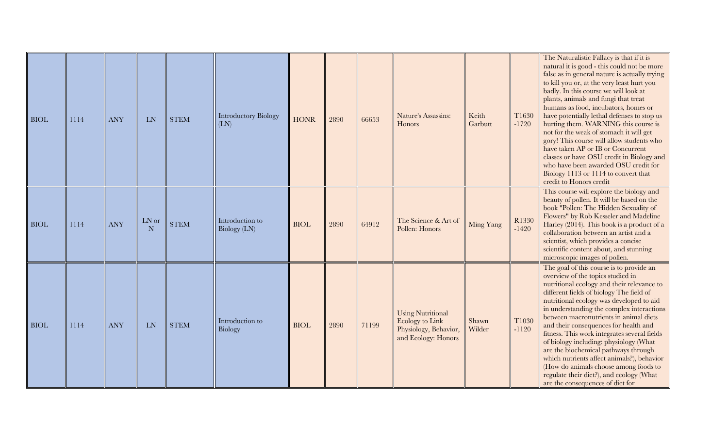| | | | | | | | | | | | | |
|---|---|---|---|---|---|---|---|---|---|---|---|---|
| BIOL | 1114 | ANY | LN | STEM | Introductory Biology (LN) | HONR | 2890 | 66653 | Nature's Assassins: Honors | Keith Garbutt | T1630 -1720 | The Naturalistic Fallacy is that if it is natural it is good - this could not be more false as in general nature is actually trying to kill you or, at the very least hurt you badly. In this course we will look at plants, animals and fungi that treat humans as food, incubators, homes or have potentially lethal defenses to stop us hurting them. WARNING this course is not for the weak of stomach it will get gory! This course will allow students who have taken AP or IB or Concurrent classes or have OSU credit in Biology and who have been awarded OSU credit for Biology 1113 or 1114 to convert that credit to Honors credit |
| BIOL | 1114 | ANY | LN or N | STEM | Introduction to Biology (LN) | BIOL | 2890 | 64912 | The Science & Art of Pollen: Honors | Ming Yang | R1330 -1420 | This course will explore the biology and beauty of pollen. It will be based on the book "Pollen: The Hidden Sexuality of Flowers" by Rob Kesseler and Madeline Harley (2014). This book is a product of a collaboration between an artist and a scientist, which provides a concise scientific content about, and stunning microscopic images of pollen. |
| BIOL | 1114 | ANY | LN | STEM | Introduction to Biology | BIOL | 2890 | 71199 | Using Nutritional Ecology to Link Physiology, Behavior, and Ecology: Honors | Shawn Wilder | T1030 -1120 | The goal of this course is to provide an overview of the topics studied in nutritional ecology and their relevance to different fields of biology The field of nutritional ecology was developed to aid in understanding the complex interactions between macronutrients in animal diets and their consequences for health and fitness. This work integrates several fields of biology including: physiology (What are the biochemical pathways through which nutrients affect animals?), behavior (How do animals choose among foods to regulate their diet?), and ecology (What are the consequences of diet for |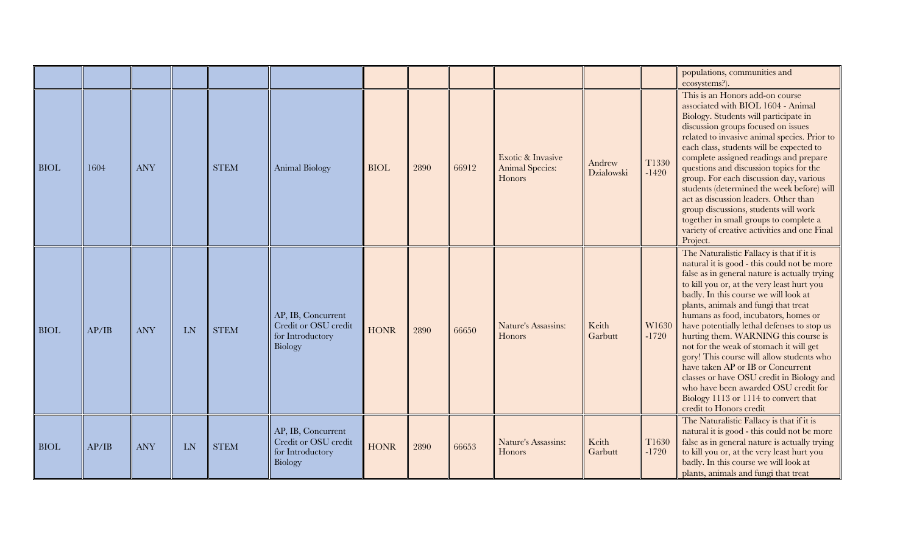| | | | | | | | | | | | | |
|---|---|---|---|---|---|---|---|---|---|---|---|---|
| | | | | | | | | | | | | populations, communities and ecosystems?). |
| BIOL | 1604 | ANY | | STEM | Animal Biology | BIOL | 2890 | 66912 | Exotic & Invasive Animal Species: Honors | Andrew Dzialowski | T1330 -1420 | This is an Honors add-on course associated with BIOL 1604 - Animal Biology. Students will participate in discussion groups focused on issues related to invasive animal species. Prior to each class, students will be expected to complete assigned readings and prepare questions and discussion topics for the group. For each discussion day, various students (determined the week before) will act as discussion leaders. Other than group discussions, students will work together in small groups to complete a variety of creative activities and one Final Project. |
| BIOL | AP/IB | ANY | LN | STEM | AP, IB, Concurrent Credit or OSU credit for Introductory Biology | HONR | 2890 | 66650 | Nature's Assassins: Honors | Keith Garbutt | W1630 -1720 | The Naturalistic Fallacy is that if it is natural it is good - this could not be more false as in general nature is actually trying to kill you or, at the very least hurt you badly. In this course we will look at plants, animals and fungi that treat humans as food, incubators, homes or have potentially lethal defenses to stop us hurting them. WARNING this course is not for the weak of stomach it will get gory! This course will allow students who have taken AP or IB or Concurrent classes or have OSU credit in Biology and who have been awarded OSU credit for Biology 1113 or 1114 to convert that credit to Honors credit |
| BIOL | AP/IB | ANY | LN | STEM | AP, IB, Concurrent Credit or OSU credit for Introductory Biology | HONR | 2890 | 66653 | Nature's Assassins: Honors | Keith Garbutt | T1630 -1720 | The Naturalistic Fallacy is that if it is natural it is good - this could not be more false as in general nature is actually trying to kill you or, at the very least hurt you badly. In this course we will look at plants, animals and fungi that treat |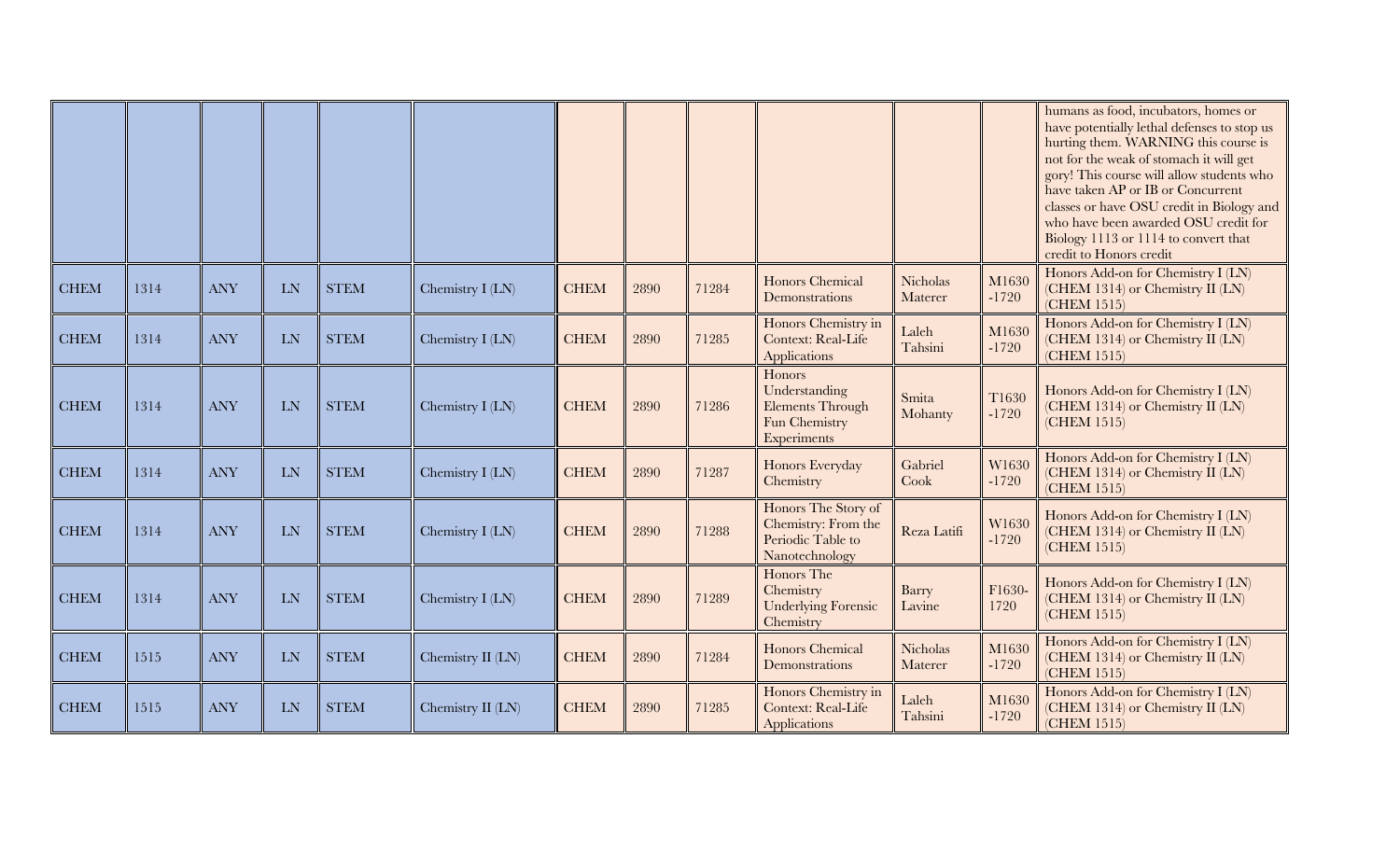| | | | | | | | | | | | | |
|---|---|---|---|---|---|---|---|---|---|---|---|---|
| | | | | | | | | | | | | humans as food, incubators, homes or have potentially lethal defenses to stop us hurting them. WARNING this course is not for the weak of stomach it will get gory! This course will allow students who have taken AP or IB or Concurrent classes or have OSU credit in Biology and who have been awarded OSU credit for Biology 1113 or 1114 to convert that credit to Honors credit |
| CHEM | 1314 | ANY | LN | STEM | Chemistry I (LN) | CHEM | 2890 | 71284 | Honors Chemical Demonstrations | Nicholas Materer | M1630-1720 | Honors Add-on for Chemistry I (LN) (CHEM 1314) or Chemistry II (LN) (CHEM 1515) |
| CHEM | 1314 | ANY | LN | STEM | Chemistry I (LN) | CHEM | 2890 | 71285 | Honors Chemistry in Context: Real-Life Applications | Laleh Tahsini | M1630-1720 | Honors Add-on for Chemistry I (LN) (CHEM 1314) or Chemistry II (LN) (CHEM 1515) |
| CHEM | 1314 | ANY | LN | STEM | Chemistry I (LN) | CHEM | 2890 | 71286 | Honors Understanding Elements Through Fun Chemistry Experiments | Smita Mohanty | T1630-1720 | Honors Add-on for Chemistry I (LN) (CHEM 1314) or Chemistry II (LN) (CHEM 1515) |
| CHEM | 1314 | ANY | LN | STEM | Chemistry I (LN) | CHEM | 2890 | 71287 | Honors Everyday Chemistry | Gabriel Cook | W1630-1720 | Honors Add-on for Chemistry I (LN) (CHEM 1314) or Chemistry II (LN) (CHEM 1515) |
| CHEM | 1314 | ANY | LN | STEM | Chemistry I (LN) | CHEM | 2890 | 71288 | Honors The Story of Chemistry: From the Periodic Table to Nanotechnology | Reza Latifi | W1630-1720 | Honors Add-on for Chemistry I (LN) (CHEM 1314) or Chemistry II (LN) (CHEM 1515) |
| CHEM | 1314 | ANY | LN | STEM | Chemistry I (LN) | CHEM | 2890 | 71289 | Honors The Chemistry Underlying Forensic Chemistry | Barry Lavine | F1630-1720 | Honors Add-on for Chemistry I (LN) (CHEM 1314) or Chemistry II (LN) (CHEM 1515) |
| CHEM | 1515 | ANY | LN | STEM | Chemistry II (LN) | CHEM | 2890 | 71284 | Honors Chemical Demonstrations | Nicholas Materer | M1630-1720 | Honors Add-on for Chemistry I (LN) (CHEM 1314) or Chemistry II (LN) (CHEM 1515) |
| CHEM | 1515 | ANY | LN | STEM | Chemistry II (LN) | CHEM | 2890 | 71285 | Honors Chemistry in Context: Real-Life Applications | Laleh Tahsini | M1630-1720 | Honors Add-on for Chemistry I (LN) (CHEM 1314) or Chemistry II (LN) (CHEM 1515) |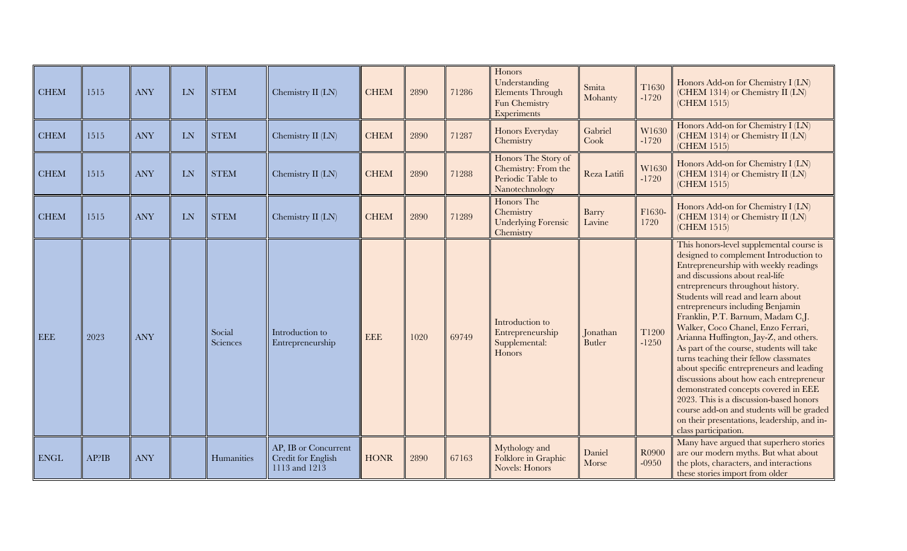| CHEM | 1515 | ANY | LN | STEM | Chemistry II (LN) | CHEM | 2890 | 71286 | Honors Understanding Elements Through Fun Chemistry Experiments | Smita Mohanty | T1630 -1720 | Honors Add-on for Chemistry I (LN) (CHEM 1314) or Chemistry II (LN) (CHEM 1515) |
|---|---|---|---|---|---|---|---|---|---|---|---|---|
| CHEM | 1515 | ANY | LN | STEM | Chemistry II (LN) | CHEM | 2890 | 71287 | Honors Everyday Chemistry | Gabriel Cook | W1630 -1720 | Honors Add-on for Chemistry I (LN) (CHEM 1314) or Chemistry II (LN) (CHEM 1515) |
| CHEM | 1515 | ANY | LN | STEM | Chemistry II (LN) | CHEM | 2890 | 71288 | Honors The Story of Chemistry: From the Periodic Table to Nanotechnology | Reza Latifi | W1630 -1720 | Honors Add-on for Chemistry I (LN) (CHEM 1314) or Chemistry II (LN) (CHEM 1515) |
| CHEM | 1515 | ANY | LN | STEM | Chemistry II (LN) | CHEM | 2890 | 71289 | Honors The Chemistry Underlying Forensic Chemistry | Barry Lavine | F1630-1720 | Honors Add-on for Chemistry I (LN) (CHEM 1314) or Chemistry II (LN) (CHEM 1515) |
| EEE | 2023 | ANY | | Social Sciences | Introduction to Entrepreneurship | EEE | 1020 | 69749 | Introduction to Entrepreneurship Supplemental: Honors | Jonathan Butler | T1200 -1250 | This honors-level supplemental course is designed to complement Introduction to Entrepreneurship with weekly readings and discussions about real-life entrepreneurs throughout history. Students will read and learn about entrepreneurs including Benjamin Franklin, P.T. Barnum, Madam C.J. Walker, Coco Chanel, Enzo Ferrari, Arianna Huffington, Jay-Z, and others. As part of the course, students will take turns teaching their fellow classmates about specific entrepreneurs and leading discussions about how each entrepreneur demonstrated concepts covered in EEE 2023. This is a discussion-based honors course add-on and students will be graded on their presentations, leadership, and in-class participation. |
| ENGL | AP?IB | ANY | | Humanities | AP, IB or Concurrent Credit for English 1113 and 1213 | HONR | 2890 | 67163 | Mythology and Folklore in Graphic Novels: Honors | Daniel Morse | R0900 -0950 | Many have argued that superhero stories are our modern myths. But what about the plots, characters, and interactions these stories import from older |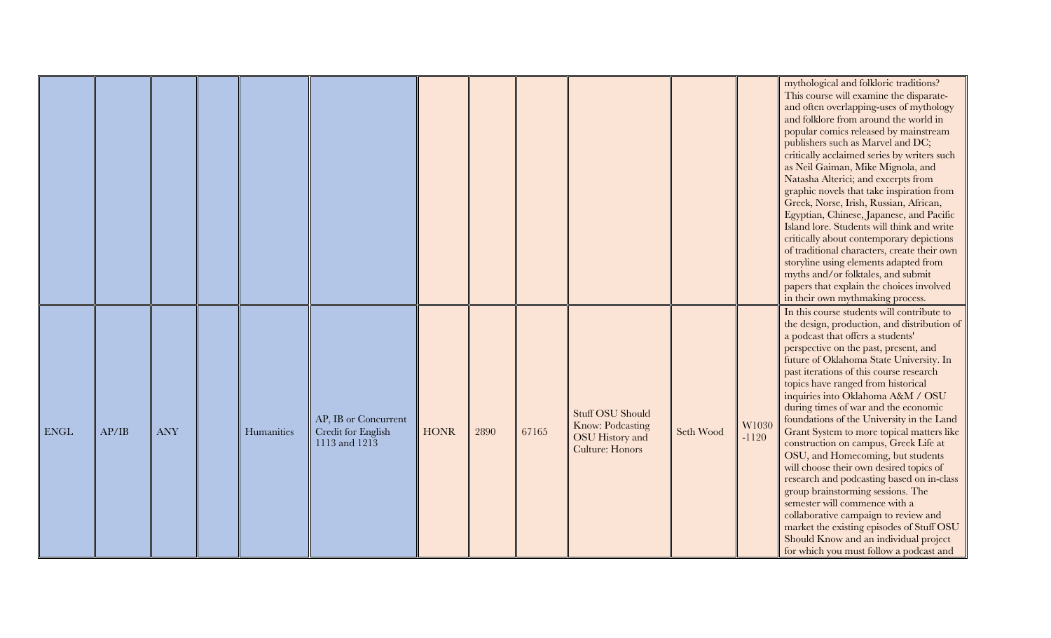| | | | | | | | | | | | | |
|---|---|---|---|---|---|---|---|---|---|---|---|---|
| | | | | | | | | | | | | mythological and folkloric traditions? This course will examine the disparate-and often overlapping-uses of mythology and folklore from around the world in popular comics released by mainstream publishers such as Marvel and DC; critically acclaimed series by writers such as Neil Gaiman, Mike Mignola, and Natasha Alterici; and excerpts from graphic novels that take inspiration from Greek, Norse, Irish, Russian, African, Egyptian, Chinese, Japanese, and Pacific Island lore. Students will think and write critically about contemporary depictions of traditional characters, create their own storyline using elements adapted from myths and/or folktales, and submit papers that explain the choices involved in their own mythmaking process. |
| ENGL | AP/IB | ANY | | Humanities | AP, IB or Concurrent Credit for English 1113 and 1213 | HONR | 2890 | 67165 | Stuff OSU Should Know: Podcasting OSU History and Culture: Honors | Seth Wood | W1030-1120 | In this course students will contribute to the design, production, and distribution of a podcast that offers a students' perspective on the past, present, and future of Oklahoma State University. In past iterations of this course research topics have ranged from historical inquiries into Oklahoma A&M / OSU during times of war and the economic foundations of the University in the Land Grant System to more topical matters like construction on campus, Greek Life at OSU, and Homecoming, but students will choose their own desired topics of research and podcasting based on in-class group brainstorming sessions. The semester will commence with a collaborative campaign to review and market the existing episodes of Stuff OSU Should Know and an individual project for which you must follow a podcast and |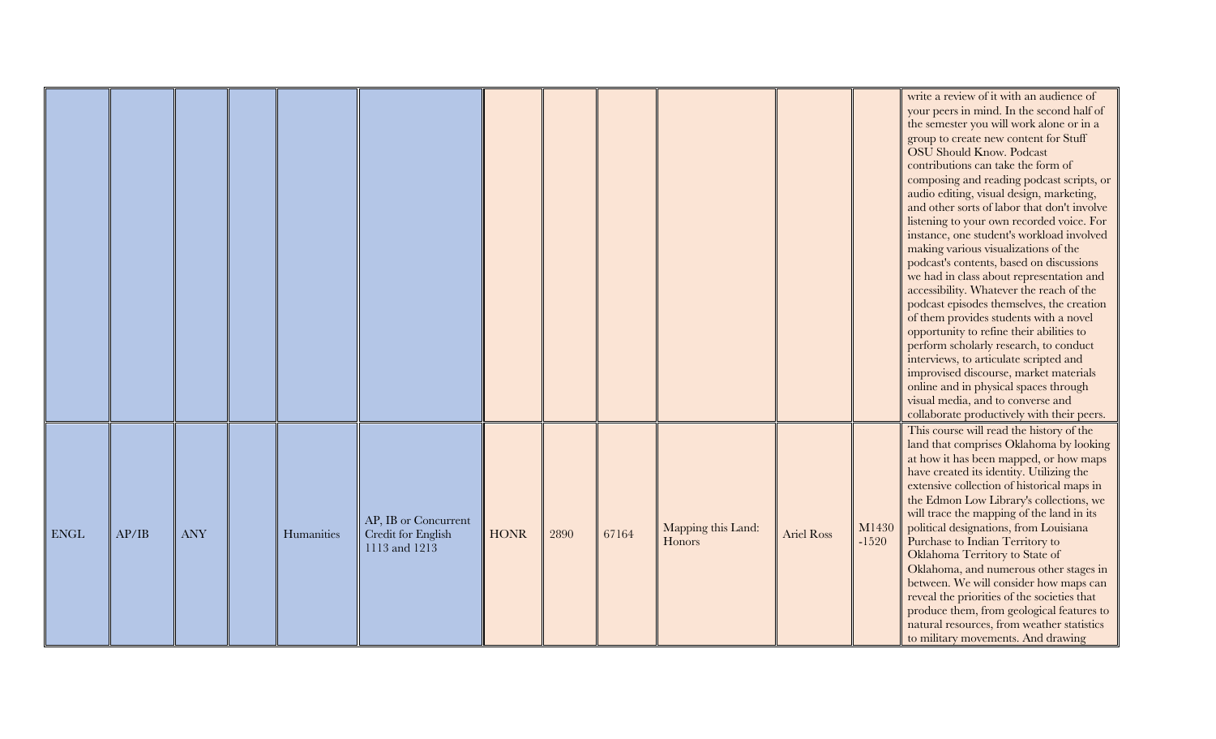| | | | | | | | | | | | | |
|---|---|---|---|---|---|---|---|---|---|---|---|---|
| | | | | | | | | | | | | write a review of it with an audience of your peers in mind. In the second half of the semester you will work alone or in a group to create new content for Stuff OSU Should Know. Podcast contributions can take the form of composing and reading podcast scripts, or audio editing, visual design, marketing, and other sorts of labor that don't involve listening to your own recorded voice. For instance, one student's workload involved making various visualizations of the podcast's contents, based on discussions we had in class about representation and accessibility. Whatever the reach of the podcast episodes themselves, the creation of them provides students with a novel opportunity to refine their abilities to perform scholarly research, to conduct interviews, to articulate scripted and improvised discourse, market materials online and in physical spaces through visual media, and to converse and collaborate productively with their peers. |
| ENGL | AP/IB | ANY | | Humanities | AP, IB or Concurrent Credit for English 1113 and 1213 | HONR | 2890 | 67164 | Mapping this Land: Honors | Ariel Ross | M1430-1520 | This course will read the history of the land that comprises Oklahoma by looking at how it has been mapped, or how maps have created its identity. Utilizing the extensive collection of historical maps in the Edmon Low Library's collections, we will trace the mapping of the land in its political designations, from Louisiana Purchase to Indian Territory to Oklahoma Territory to State of Oklahoma, and numerous other stages in between. We will consider how maps can reveal the priorities of the societies that produce them, from geological features to natural resources, from weather statistics to military movements. And drawing |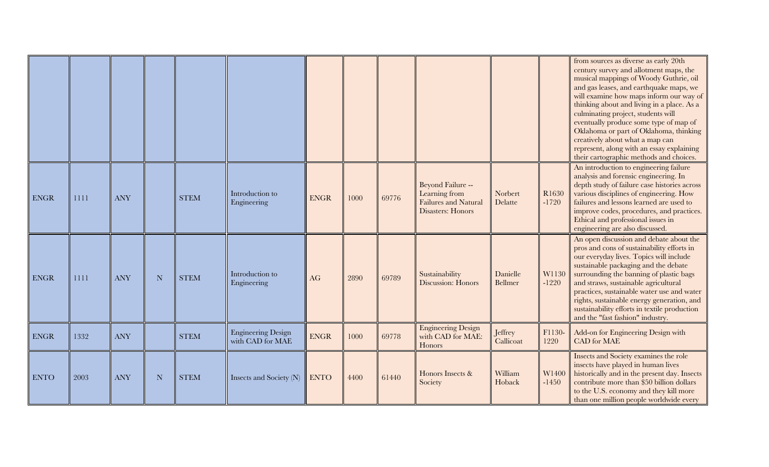|  |  |  |  |  |  |  |  |  |  |  |  |  |
|---|---|---|---|---|---|---|---|---|---|---|---|---|
|  |  |  |  |  |  |  |  |  |  |  |  | from sources as diverse as early 20th century survey and allotment maps, the musical mappings of Woody Guthrie, oil and gas leases, and earthquake maps, we will examine how maps inform our way of thinking about and living in a place. As a culminating project, students will eventually produce some type of map of Oklahoma or part of Oklahoma, thinking creatively about what a map can represent, along with an essay explaining their cartographic methods and choices. |
| ENGR | 1111 | ANY |  | STEM | Introduction to Engineering | ENGR | 1000 | 69776 | Beyond Failure -- Learning from Failures and Natural Disasters: Honors | Norbert Delatte | R1630 -1720 | An introduction to engineering failure analysis and forensic engineering. In depth study of failure case histories across various disciplines of engineering. How failures and lessons learned are used to improve codes, procedures, and practices. Ethical and professional issues in engineering are also discussed. |
| ENGR | 1111 | ANY | N | STEM | Introduction to Engineering | AG | 2890 | 69789 | Sustainability Discussion: Honors | Danielle Bellmer | W1130 -1220 | An open discussion and debate about the pros and cons of sustainability efforts in our everyday lives. Topics will include sustainable packaging and the debate surrounding the banning of plastic bags and straws, sustainable agricultural practices, sustainable water use and water rights, sustainable energy generation, and sustainability efforts in textile production and the "fast fashion" industry. |
| ENGR | 1332 | ANY |  | STEM | Engineering Design with CAD for MAE | ENGR | 1000 | 69778 | Engineering Design with CAD for MAE: Honors | Jeffrey Callicoat | F1130-1220 | Add-on for Engineering Design with CAD for MAE |
| ENTO | 2003 | ANY | N | STEM | Insects and Society (N) | ENTO | 4400 | 61440 | Honors Insects & Society | William Hoback | W1400 -1450 | Insects and Society examines the role insects have played in human lives historically and in the present day. Insects contribute more than $50 billion dollars to the U.S. economy and they kill more than one million people worldwide every |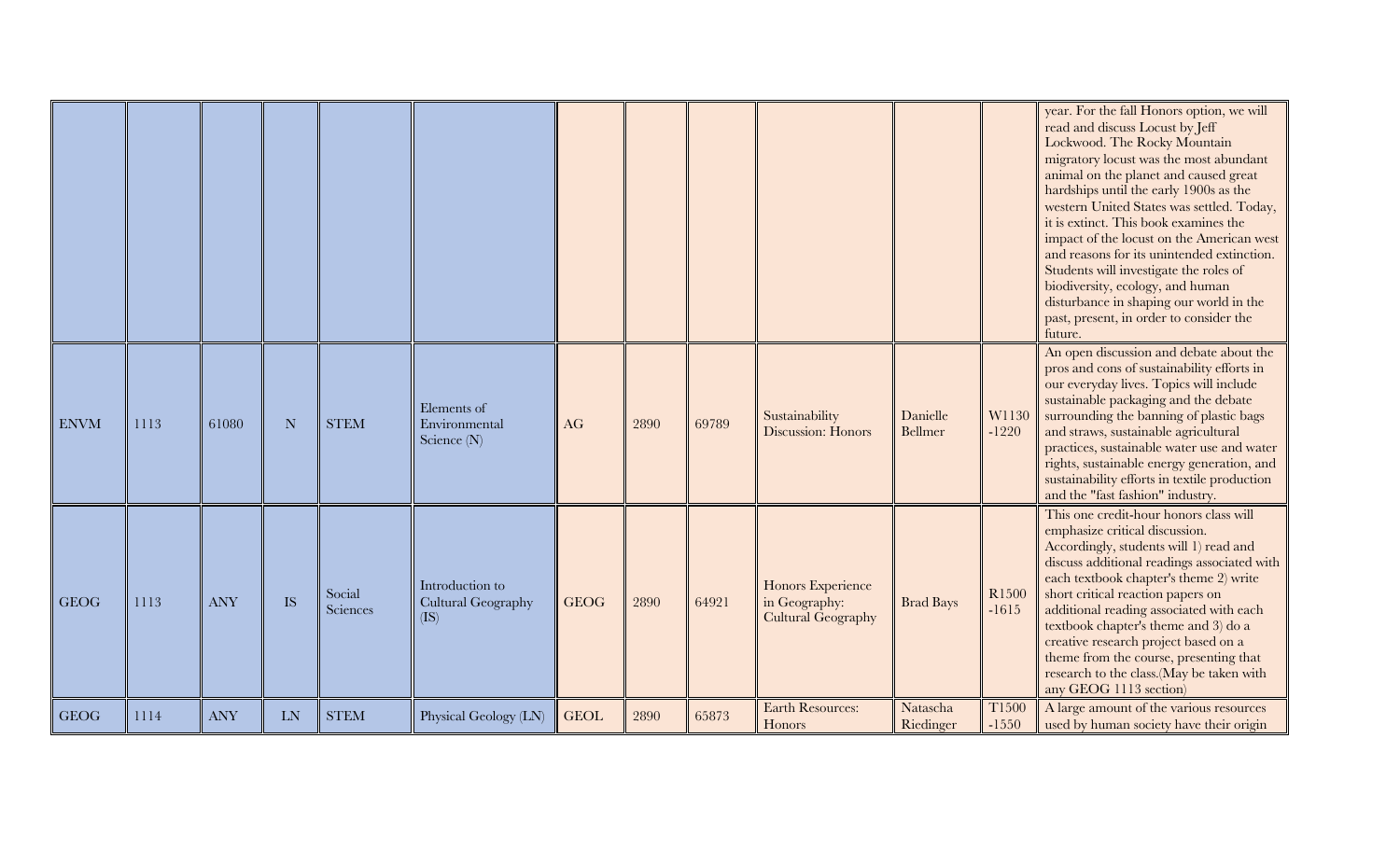| | | | | | | | | | | | | |
|---|---|---|---|---|---|---|---|---|---|---|---|---|
| | | | | | | | | | | | | year. For the fall Honors option, we will read and discuss Locust by Jeff Lockwood. The Rocky Mountain migratory locust was the most abundant animal on the planet and caused great hardships until the early 1900s as the western United States was settled. Today, it is extinct. This book examines the impact of the locust on the American west and reasons for its unintended extinction. Students will investigate the roles of biodiversity, ecology, and human disturbance in shaping our world in the past, present, in order to consider the future. |
| ENVM | 1113 | 61080 | N | STEM | Elements of Environmental Science (N) | AG | 2890 | 69789 | Sustainability Discussion: Honors | Danielle Bellmer | W1130 -1220 | An open discussion and debate about the pros and cons of sustainability efforts in our everyday lives. Topics will include sustainable packaging and the debate surrounding the banning of plastic bags and straws, sustainable agricultural practices, sustainable water use and water rights, sustainable energy generation, and sustainability efforts in textile production and the "fast fashion" industry. |
| GEOG | 1113 | ANY | IS | Social Sciences | Introduction to Cultural Geography (IS) | GEOG | 2890 | 64921 | Honors Experience in Geography: Cultural Geography | Brad Bays | R1500 -1615 | This one credit-hour honors class will emphasize critical discussion. Accordingly, students will 1) read and discuss additional readings associated with each textbook chapter's theme 2) write short critical reaction papers on additional reading associated with each textbook chapter's theme and 3) do a creative research project based on a theme from the course, presenting that research to the class.(May be taken with any GEOG 1113 section) |
| GEOG | 1114 | ANY | LN | STEM | Physical Geology (LN) | GEOL | 2890 | 65873 | Earth Resources: Honors | Natascha Riedinger | T1500 -1550 | A large amount of the various resources used by human society have their origin |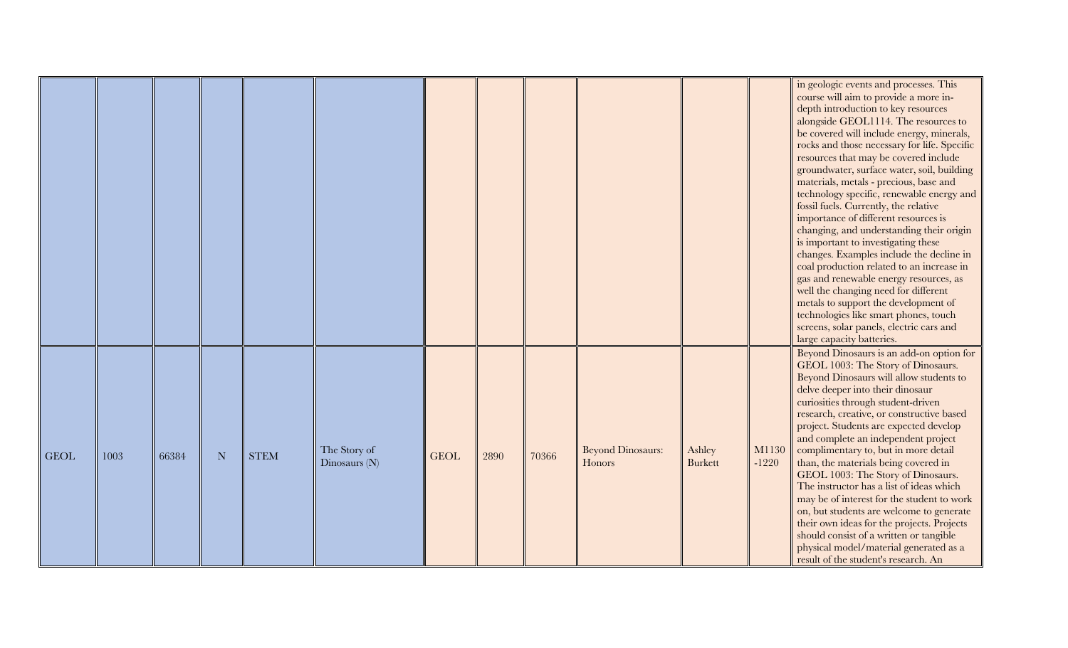| | | | | | | | | | | | | |
|---|---|---|---|---|---|---|---|---|---|---|---|---|
| | | | | | | | | | | | | in geologic events and processes. This course will aim to provide a more in-depth introduction to key resources alongside GEOL1114. The resources to be covered will include energy, minerals, rocks and those necessary for life. Specific resources that may be covered include groundwater, surface water, soil, building materials, metals - precious, base and technology specific, renewable energy and fossil fuels. Currently, the relative importance of different resources is changing, and understanding their origin is important to investigating these changes. Examples include the decline in coal production related to an increase in gas and renewable energy resources, as well the changing need for different metals to support the development of technologies like smart phones, touch screens, solar panels, electric cars and large capacity batteries. |
| GEOL | 1003 | 66384 | N | STEM | The Story of Dinosaurs (N) | GEOL | 2890 | 70366 | Beyond Dinosaurs: Honors | Ashley Burkett | M1130 -1220 | Beyond Dinosaurs is an add-on option for GEOL 1003: The Story of Dinosaurs. Beyond Dinosaurs will allow students to delve deeper into their dinosaur curiosities through student-driven research, creative, or constructive based project. Students are expected develop and complete an independent project complimentary to, but in more detail than, the materials being covered in GEOL 1003: The Story of Dinosaurs. The instructor has a list of ideas which may be of interest for the student to work on, but students are welcome to generate their own ideas for the projects. Projects should consist of a written or tangible physical model/material generated as a result of the student's research. An |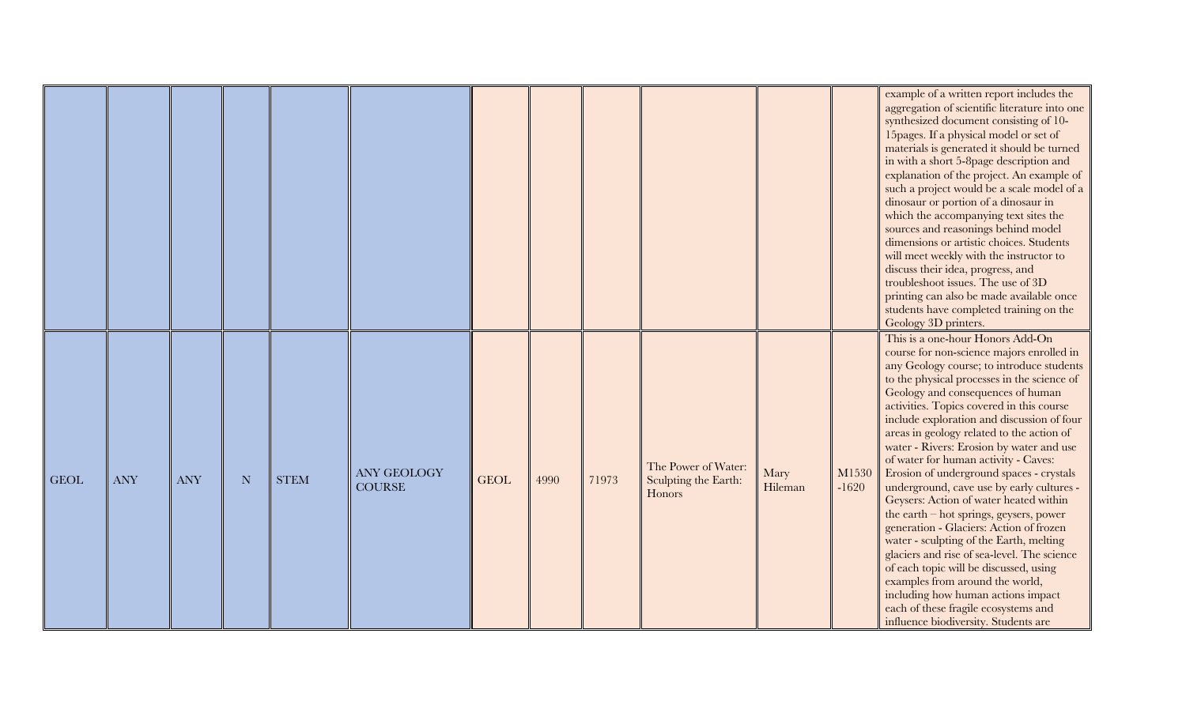| | | | | | | | | | | | | |
|---|---|---|---|---|---|---|---|---|---|---|---|---|
| | | | | | | | | | | | | example of a written report includes the aggregation of scientific literature into one synthesized document consisting of 10-15pages. If a physical model or set of materials is generated it should be turned in with a short 5-8page description and explanation of the project. An example of such a project would be a scale model of a dinosaur or portion of a dinosaur in which the accompanying text sites the sources and reasonings behind model dimensions or artistic choices. Students will meet weekly with the instructor to discuss their idea, progress, and troubleshoot issues. The use of 3D printing can also be made available once students have completed training on the Geology 3D printers. |
| GEOL | ANY | ANY | N | STEM | ANY GEOLOGY COURSE | GEOL | 4990 | 71973 | The Power of Water: Sculpting the Earth: Honors | Mary Hileman | M1530 -1620 | This is a one-hour Honors Add-On course for non-science majors enrolled in any Geology course; to introduce students to the physical processes in the science of Geology and consequences of human activities. Topics covered in this course include exploration and discussion of four areas in geology related to the action of water - Rivers: Erosion by water and use of water for human activity - Caves: Erosion of underground spaces - crystals underground, cave use by early cultures - Geysers: Action of water heated within the earth – hot springs, geysers, power generation - Glaciers: Action of frozen water - sculpting of the Earth, melting glaciers and rise of sea-level. The science of each topic will be discussed, using examples from around the world, including how human actions impact each of these fragile ecosystems and influence biodiversity. Students are |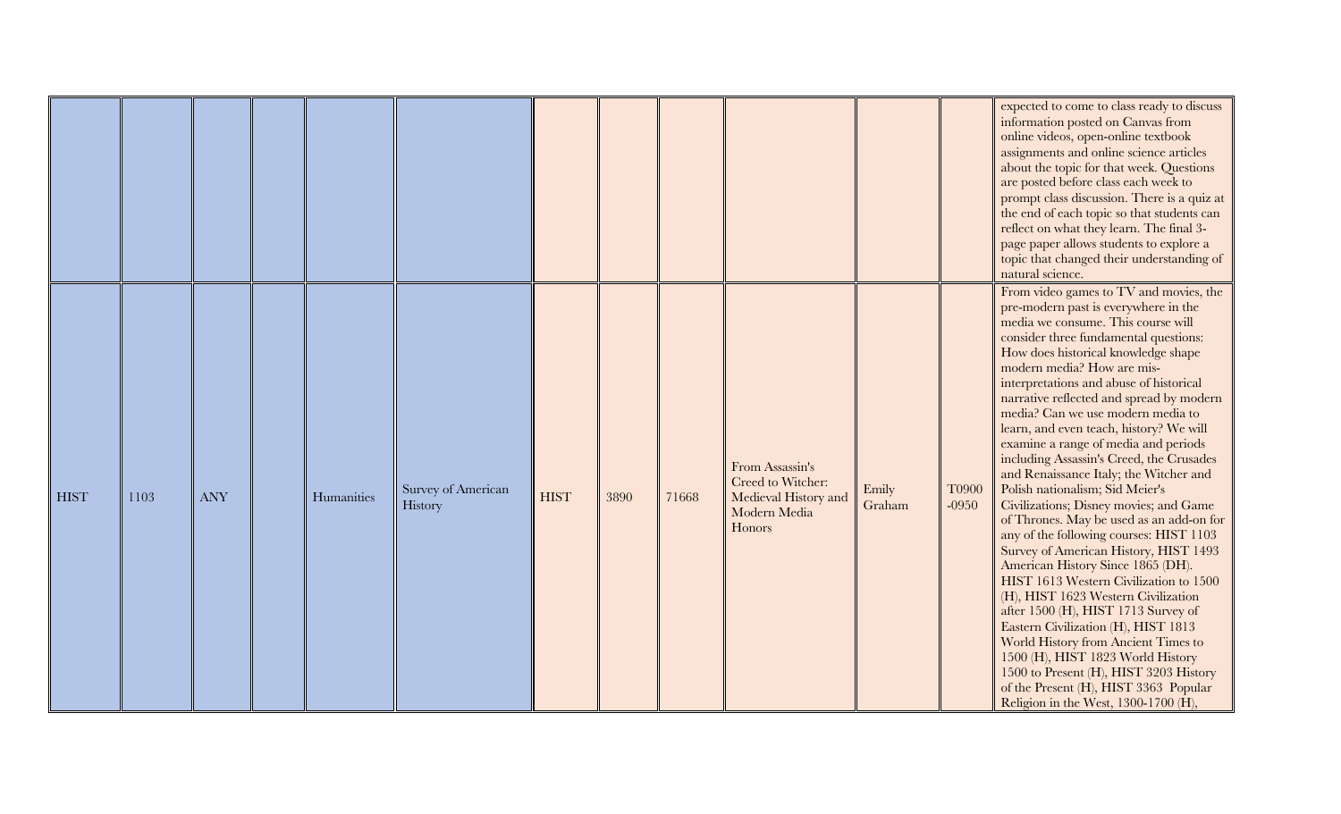|  |  |  |  |  |  |  |  |  |  |  |  |  |
|---|---|---|---|---|---|---|---|---|---|---|---|---|
|  |  |  |  |  |  |  |  |  |  |  |  | expected to come to class ready to discuss information posted on Canvas from online videos, open-online textbook assignments and online science articles about the topic for that week. Questions are posted before class each week to prompt class discussion. There is a quiz at the end of each topic so that students can reflect on what they learn. The final 3-page paper allows students to explore a topic that changed their understanding of natural science. |
| HIST | 1103 | ANY |  | Humanities | Survey of American History | HIST | 3890 | 71668 | From Assassin's Creed to Witcher: Medieval History and Modern Media Honors | Emily Graham | T0900 -0950 | From video games to TV and movies, the pre-modern past is everywhere in the media we consume. This course will consider three fundamental questions: How does historical knowledge shape modern media? How are mis-interpretations and abuse of historical narrative reflected and spread by modern media? Can we use modern media to learn, and even teach, history? We will examine a range of media and periods including Assassin's Creed, the Crusades and Renaissance Italy; the Witcher and Polish nationalism; Sid Meier's Civilizations; Disney movies; and Game of Thrones. May be used as an add-on for any of the following courses: HIST 1103 Survey of American History, HIST 1493 American History Since 1865 (DH). HIST 1613 Western Civilization to 1500 (H), HIST 1623 Western Civilization after 1500 (H), HIST 1713 Survey of Eastern Civilization (H), HIST 1813 World History from Ancient Times to 1500 (H), HIST 1823 World History 1500 to Present (H), HIST 3203 History of the Present (H), HIST 3363 Popular Religion in the West, 1300-1700 (H), |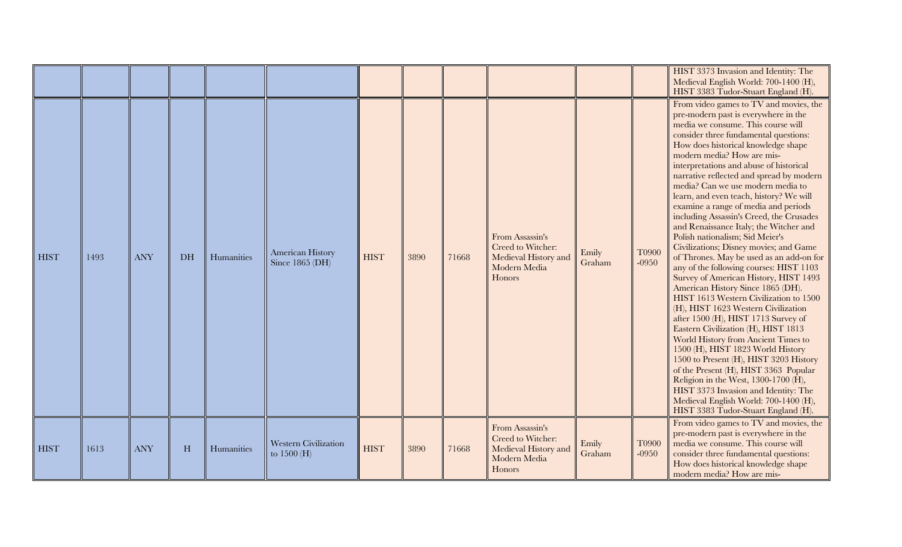| | | | | | | | | | | | | |
|---|---|---|---|---|---|---|---|---|---|---|---|---|
| | | | | | | | | | | | | HIST 3373 Invasion and Identity: The Medieval English World: 700-1400 (H), HIST 3383 Tudor-Stuart England (H). |
| HIST | 1493 | ANY | DH | Humanities | American History Since 1865 (DH) | HIST | 3890 | 71668 | From Assassin's Creed to Witcher: Medieval History and Modern Media Honors | Emily Graham | T0900 -0950 | From video games to TV and movies, the pre-modern past is everywhere in the media we consume. This course will consider three fundamental questions: How does historical knowledge shape modern media? How are mis-interpretations and abuse of historical narrative reflected and spread by modern media? Can we use modern media to learn, and even teach, history? We will examine a range of media and periods including Assassin's Creed, the Crusades and Renaissance Italy; the Witcher and Polish nationalism; Sid Meier's Civilizations; Disney movies; and Game of Thrones. May be used as an add-on for any of the following courses: HIST 1103 Survey of American History, HIST 1493 American History Since 1865 (DH). HIST 1613 Western Civilization to 1500 (H), HIST 1623 Western Civilization after 1500 (H), HIST 1713 Survey of Eastern Civilization (H), HIST 1813 World History from Ancient Times to 1500 (H), HIST 1823 World History 1500 to Present (H), HIST 3203 History of the Present (H), HIST 3363 Popular Religion in the West, 1300-1700 (H), HIST 3373 Invasion and Identity: The Medieval English World: 700-1400 (H), HIST 3383 Tudor-Stuart England (H). |
| HIST | 1613 | ANY | H | Humanities | Western Civilization to 1500 (H) | HIST | 3890 | 71668 | From Assassin's Creed to Witcher: Medieval History and Modern Media Honors | Emily Graham | T0900 -0950 | From video games to TV and movies, the pre-modern past is everywhere in the media we consume. This course will consider three fundamental questions: How does historical knowledge shape modern media? How are mis- |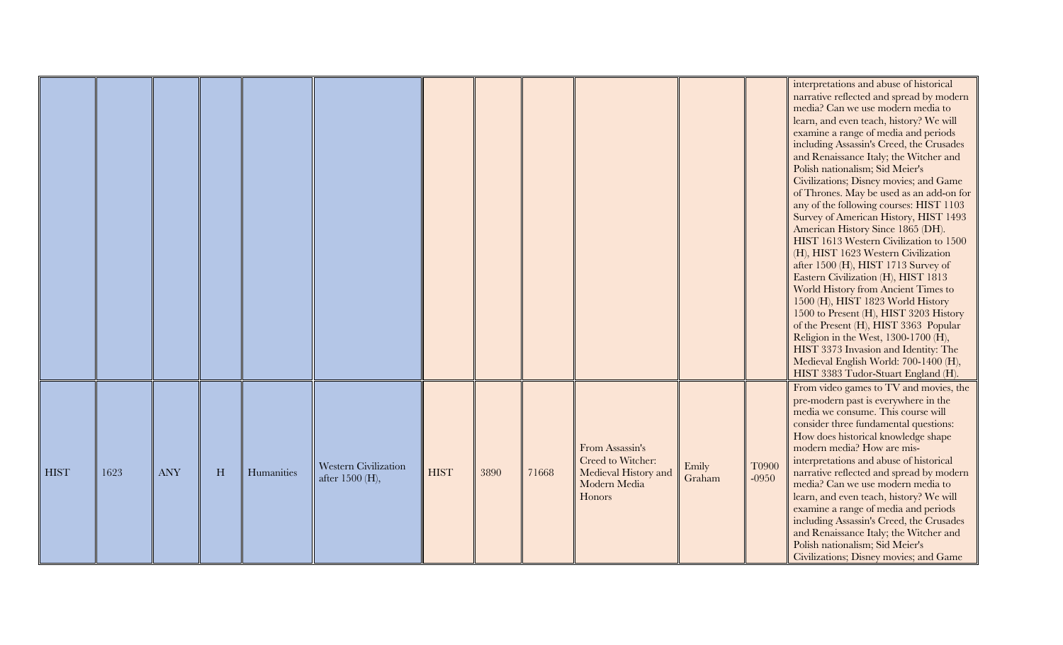|  |  |  |  |  |  |  |  |  |  |  |  |  |
|---|---|---|---|---|---|---|---|---|---|---|---|---|
|  |  |  |  |  |  |  |  |  |  |  |  | interpretations and abuse of historical narrative reflected and spread by modern media? Can we use modern media to learn, and even teach, history? We will examine a range of media and periods including Assassin's Creed, the Crusades and Renaissance Italy; the Witcher and Polish nationalism; Sid Meier's Civilizations; Disney movies; and Game of Thrones. May be used as an add-on for any of the following courses: HIST 1103 Survey of American History, HIST 1493 American History Since 1865 (DH). HIST 1613 Western Civilization to 1500 (H), HIST 1623 Western Civilization after 1500 (H), HIST 1713 Survey of Eastern Civilization (H), HIST 1813 World History from Ancient Times to 1500 (H), HIST 1823 World History 1500 to Present (H), HIST 3203 History of the Present (H), HIST 3363 Popular Religion in the West, 1300-1700 (H), HIST 3373 Invasion and Identity: The Medieval English World: 700-1400 (H), HIST 3383 Tudor-Stuart England (H). |
| HIST | 1623 | ANY | H | Humanities | Western Civilization after 1500 (H), | HIST | 3890 | 71668 | From Assassin's Creed to Witcher: Medieval History and Modern Media Honors | Emily Graham | T0900 -0950 | From video games to TV and movies, the pre-modern past is everywhere in the media we consume. This course will consider three fundamental questions: How does historical knowledge shape modern media? How are mis-interpretations and abuse of historical narrative reflected and spread by modern media? Can we use modern media to learn, and even teach, history? We will examine a range of media and periods including Assassin's Creed, the Crusades and Renaissance Italy; the Witcher and Polish nationalism; Sid Meier's Civilizations; Disney movies; and Game |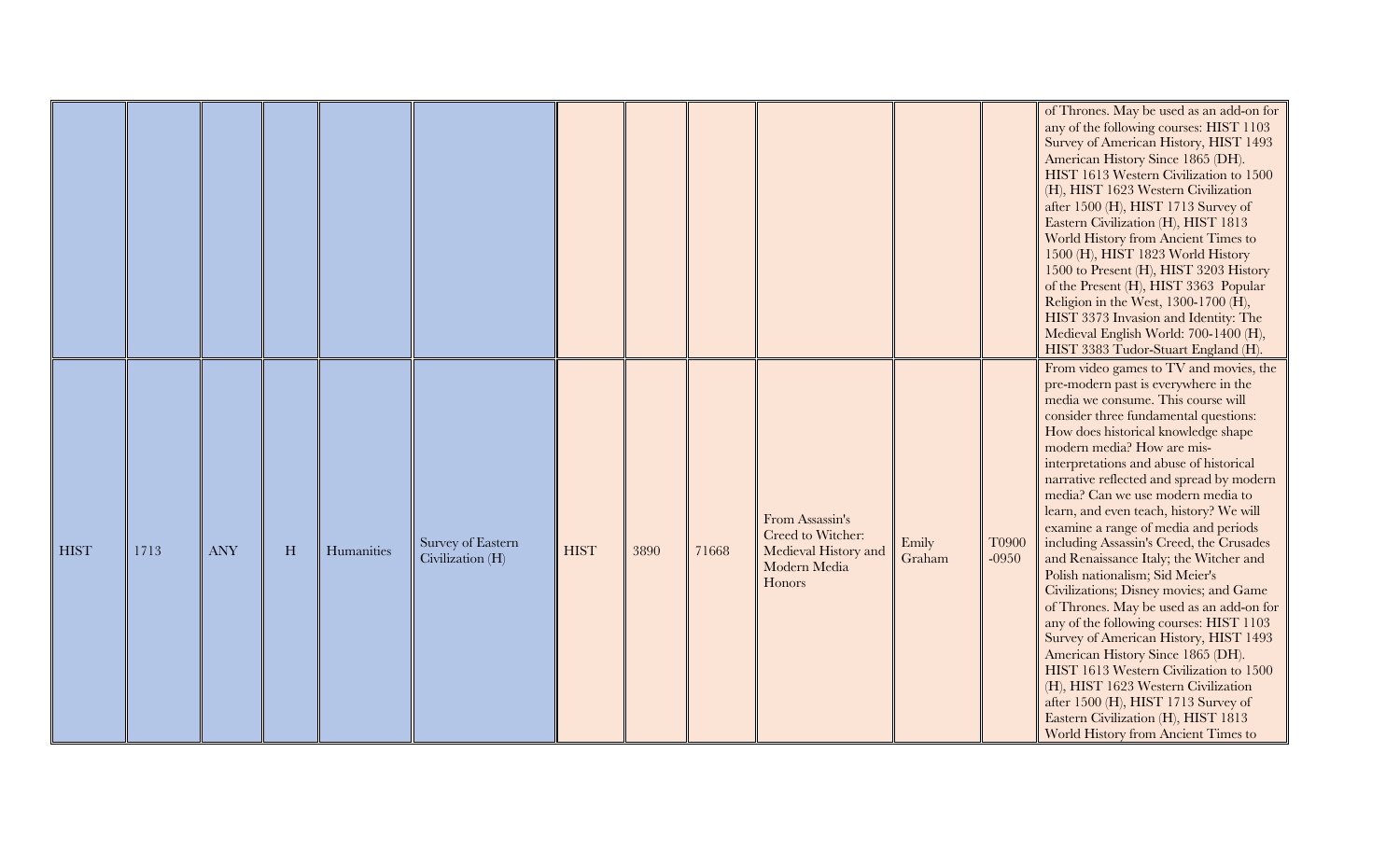|  |  |  |  |  |  |  |  |  |  |  |  |  |
|---|---|---|---|---|---|---|---|---|---|---|---|---|
|  |  |  |  |  |  |  |  |  |  |  |  | of Thrones. May be used as an add-on for any of the following courses: HIST 1103 Survey of American History, HIST 1493 American History Since 1865 (DH). HIST 1613 Western Civilization to 1500 (H), HIST 1623 Western Civilization after 1500 (H), HIST 1713 Survey of Eastern Civilization (H), HIST 1813 World History from Ancient Times to 1500 (H), HIST 1823 World History 1500 to Present (H), HIST 3203 History of the Present (H), HIST 3363 Popular Religion in the West, 1300-1700 (H), HIST 3373 Invasion and Identity: The Medieval English World: 700-1400 (H), HIST 3383 Tudor-Stuart England (H). |
| HIST | 1713 | ANY | H | Humanities | Survey of Eastern Civilization (H) | HIST | 3890 | 71668 | From Assassin's Creed to Witcher: Medieval History and Modern Media Honors | Emily Graham | T0900 -0950 | From video games to TV and movies, the pre-modern past is everywhere in the media we consume. This course will consider three fundamental questions: How does historical knowledge shape modern media? How are mis-interpretations and abuse of historical narrative reflected and spread by modern media? Can we use modern media to learn, and even teach, history? We will examine a range of media and periods including Assassin's Creed, the Crusades and Renaissance Italy; the Witcher and Polish nationalism; Sid Meier's Civilizations; Disney movies; and Game of Thrones. May be used as an add-on for any of the following courses: HIST 1103 Survey of American History, HIST 1493 American History Since 1865 (DH). HIST 1613 Western Civilization to 1500 (H), HIST 1623 Western Civilization after 1500 (H), HIST 1713 Survey of Eastern Civilization (H), HIST 1813 World History from Ancient Times to |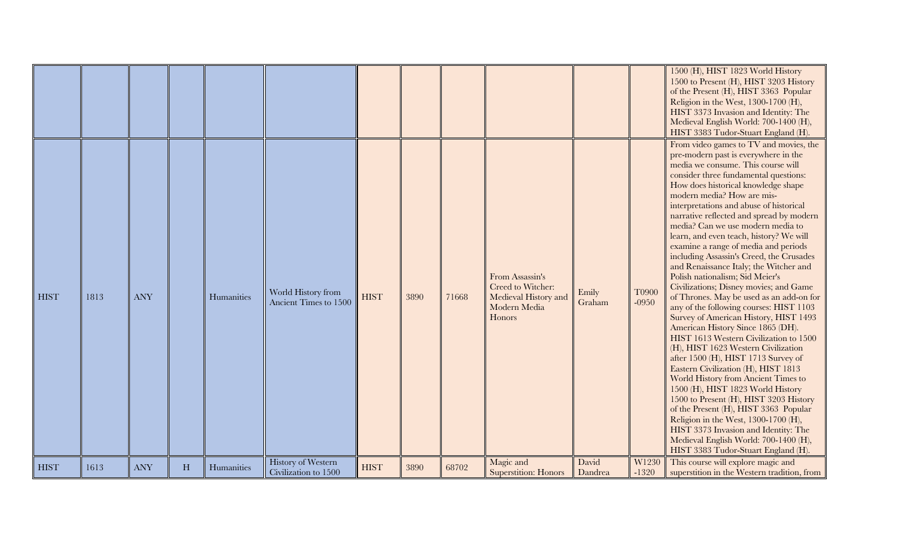| | | | | | | | | | | | | |
|---|---|---|---|---|---|---|---|---|---|---|---|---|
| | | | | | | | | | | | | 1500 (H), HIST 1823 World History 1500 to Present (H), HIST 3203 History of the Present (H), HIST 3363 Popular Religion in the West, 1300-1700 (H), HIST 3373 Invasion and Identity: The Medieval English World: 700-1400 (H), HIST 3383 Tudor-Stuart England (H). |
| HIST | 1813 | ANY | | Humanities | World History from Ancient Times to 1500 | HIST | 3890 | 71668 | From Assassin's Creed to Witcher: Medieval History and Modern Media Honors | Emily Graham | T0900-0950 | From video games to TV and movies, the pre-modern past is everywhere in the media we consume. This course will consider three fundamental questions: How does historical knowledge shape modern media? How are mis-interpretations and abuse of historical narrative reflected and spread by modern media? Can we use modern media to learn, and even teach, history? We will examine a range of media and periods including Assassin's Creed, the Crusades and Renaissance Italy; the Witcher and Polish nationalism; Sid Meier's Civilizations; Disney movies; and Game of Thrones. May be used as an add-on for any of the following courses: HIST 1103 Survey of American History, HIST 1493 American History Since 1865 (DH). HIST 1613 Western Civilization to 1500 (H), HIST 1623 Western Civilization after 1500 (H), HIST 1713 Survey of Eastern Civilization (H), HIST 1813 World History from Ancient Times to 1500 (H), HIST 1823 World History 1500 to Present (H), HIST 3203 History of the Present (H), HIST 3363 Popular Religion in the West, 1300-1700 (H), HIST 3373 Invasion and Identity: The Medieval English World: 700-1400 (H), HIST 3383 Tudor-Stuart England (H). |
| HIST | 1613 | ANY | H | Humanities | History of Western Civilization to 1500 | HIST | 3890 | 68702 | Magic and Superstition: Honors | David Dandrea | W1230-1320 | This course will explore magic and superstition in the Western tradition, from |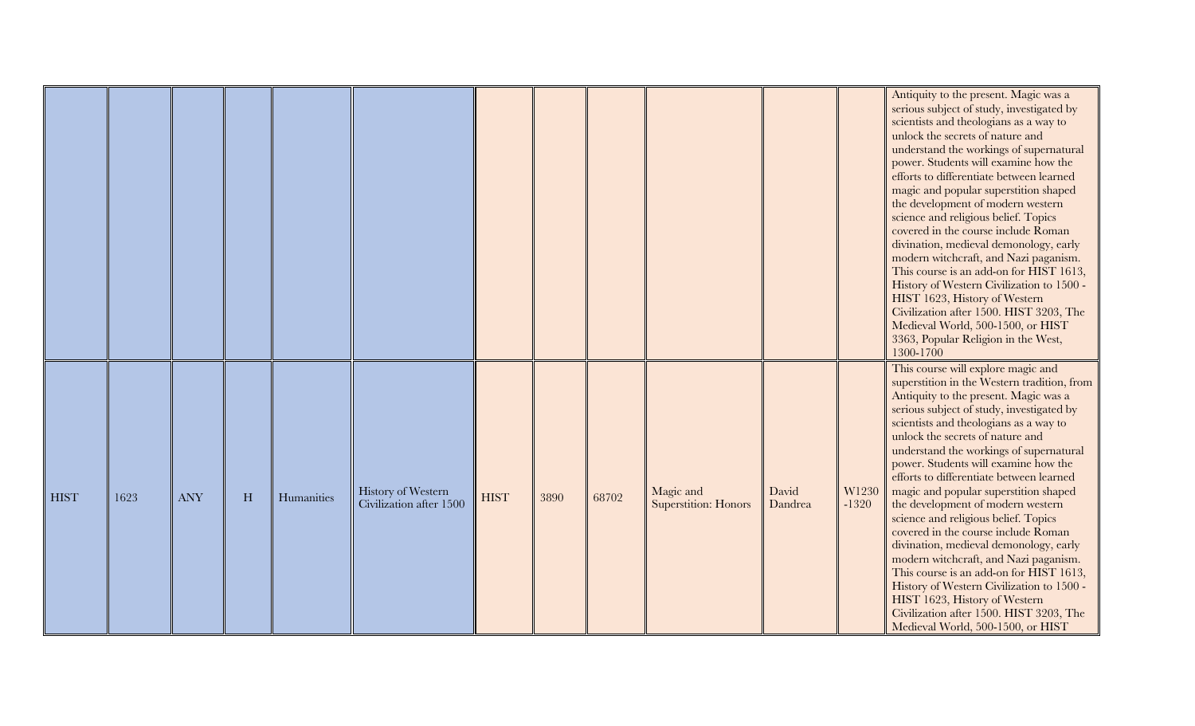|  |  |  |  |  |  |  |  |  |  |  |  |  |
|---|---|---|---|---|---|---|---|---|---|---|---|---|
|  |  |  |  |  |  |  |  |  |  |  |  | Antiquity to the present. Magic was a serious subject of study, investigated by scientists and theologians as a way to unlock the secrets of nature and understand the workings of supernatural power. Students will examine how the efforts to differentiate between learned magic and popular superstition shaped the development of modern western science and religious belief. Topics covered in the course include Roman divination, medieval demonology, early modern witchcraft, and Nazi paganism. This course is an add-on for HIST 1613, History of Western Civilization to 1500 - HIST 1623, History of Western Civilization after 1500. HIST 3203, The Medieval World, 500-1500, or HIST 3363, Popular Religion in the West, 1300-1700 |
| HIST | 1623 | ANY | H | Humanities | History of Western Civilization after 1500 | HIST | 3890 | 68702 | Magic and Superstition: Honors | David Dandrea | W1230 -1320 | This course will explore magic and superstition in the Western tradition, from Antiquity to the present. Magic was a serious subject of study, investigated by scientists and theologians as a way to unlock the secrets of nature and understand the workings of supernatural power. Students will examine how the efforts to differentiate between learned magic and popular superstition shaped the development of modern western science and religious belief. Topics covered in the course include Roman divination, medieval demonology, early modern witchcraft, and Nazi paganism. This course is an add-on for HIST 1613, History of Western Civilization to 1500 - HIST 1623, History of Western Civilization after 1500. HIST 3203, The Medieval World, 500-1500, or HIST |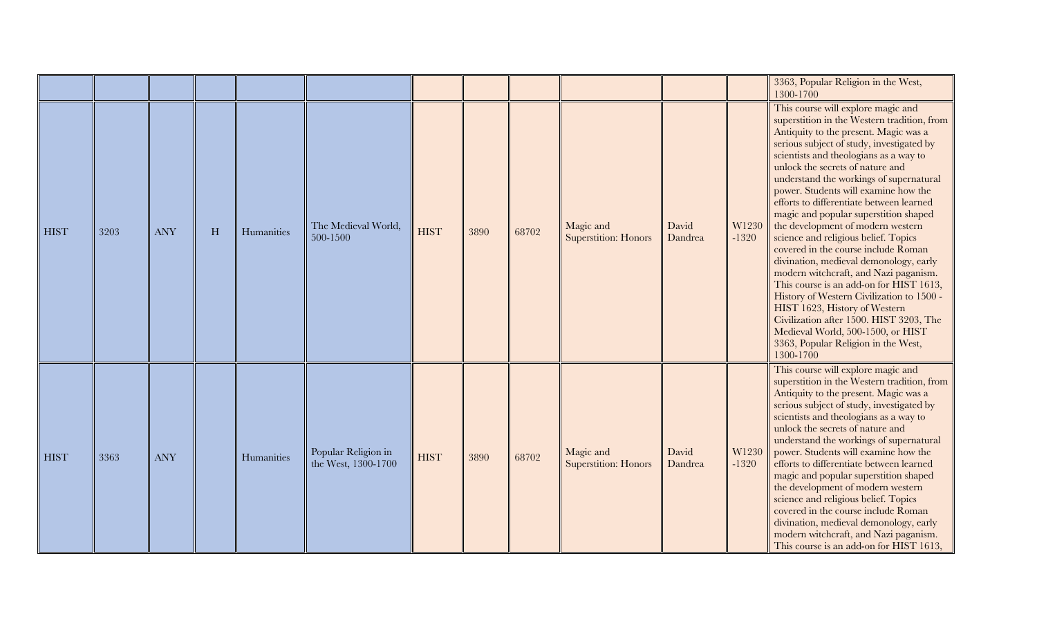| | | | | | | | | | | | | |
|---|---|---|---|---|---|---|---|---|---|---|---|---|
| | | | | | | | | | | | | 3363, Popular Religion in the West, 1300-1700 |
| HIST | 3203 | ANY | H | Humanities | The Medieval World, 500-1500 | HIST | 3890 | 68702 | Magic and Superstition: Honors | David Dandrea | W1230 -1320 | This course will explore magic and superstition in the Western tradition, from Antiquity to the present. Magic was a serious subject of study, investigated by scientists and theologians as a way to unlock the secrets of nature and understand the workings of supernatural power. Students will examine how the efforts to differentiate between learned magic and popular superstition shaped the development of modern western science and religious belief. Topics covered in the course include Roman divination, medieval demonology, early modern witchcraft, and Nazi paganism. This course is an add-on for HIST 1613, History of Western Civilization to 1500 - HIST 1623, History of Western Civilization after 1500. HIST 3203, The Medieval World, 500-1500, or HIST 3363, Popular Religion in the West, 1300-1700 |
| HIST | 3363 | ANY | | Humanities | Popular Religion in the West, 1300-1700 | HIST | 3890 | 68702 | Magic and Superstition: Honors | David Dandrea | W1230 -1320 | This course will explore magic and superstition in the Western tradition, from Antiquity to the present. Magic was a serious subject of study, investigated by scientists and theologians as a way to unlock the secrets of nature and understand the workings of supernatural power. Students will examine how the efforts to differentiate between learned magic and popular superstition shaped the development of modern western science and religious belief. Topics covered in the course include Roman divination, medieval demonology, early modern witchcraft, and Nazi paganism. This course is an add-on for HIST 1613, |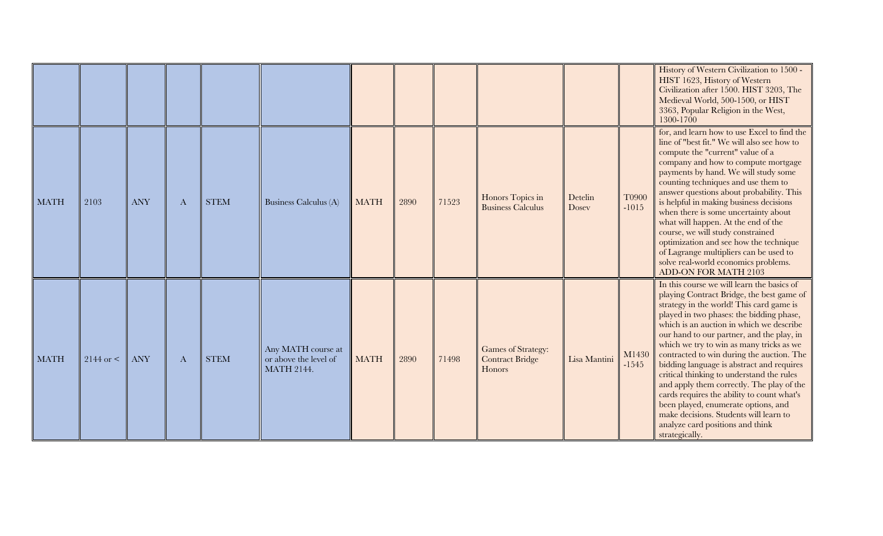| | | | | | | | | | | | | |
|---|---|---|---|---|---|---|---|---|---|---|---|---|
| | | | | | | | | | | | | History of Western Civilization to 1500 - HIST 1623, History of Western Civilization after 1500. HIST 3203, The Medieval World, 500-1500, or HIST 3363, Popular Religion in the West, 1300-1700 |
| MATH | 2103 | ANY | A | STEM | Business Calculus (A) | MATH | 2890 | 71523 | Honors Topics in Business Calculus | Detelin Dosev | T0900 -1015 | for, and learn how to use Excel to find the line of "best fit." We will also see how to compute the "current" value of a company and how to compute mortgage payments by hand. We will study some counting techniques and use them to answer questions about probability. This is helpful in making business decisions when there is some uncertainty about what will happen. At the end of the course, we will study constrained optimization and see how the technique of Lagrange multipliers can be used to solve real-world economics problems. ADD-ON FOR MATH 2103 |
| MATH | 2144 or < | ANY | A | STEM | Any MATH course at or above the level of MATH 2144. | MATH | 2890 | 71498 | Games of Strategy: Contract Bridge Honors | Lisa Mantini | M1430 -1545 | In this course we will learn the basics of playing Contract Bridge, the best game of strategy in the world! This card game is played in two phases: the bidding phase, which is an auction in which we describe our hand to our partner, and the play, in which we try to win as many tricks as we contracted to win during the auction. The bidding language is abstract and requires critical thinking to understand the rules and apply them correctly. The play of the cards requires the ability to count what's been played, enumerate options, and make decisions. Students will learn to analyze card positions and think strategically. |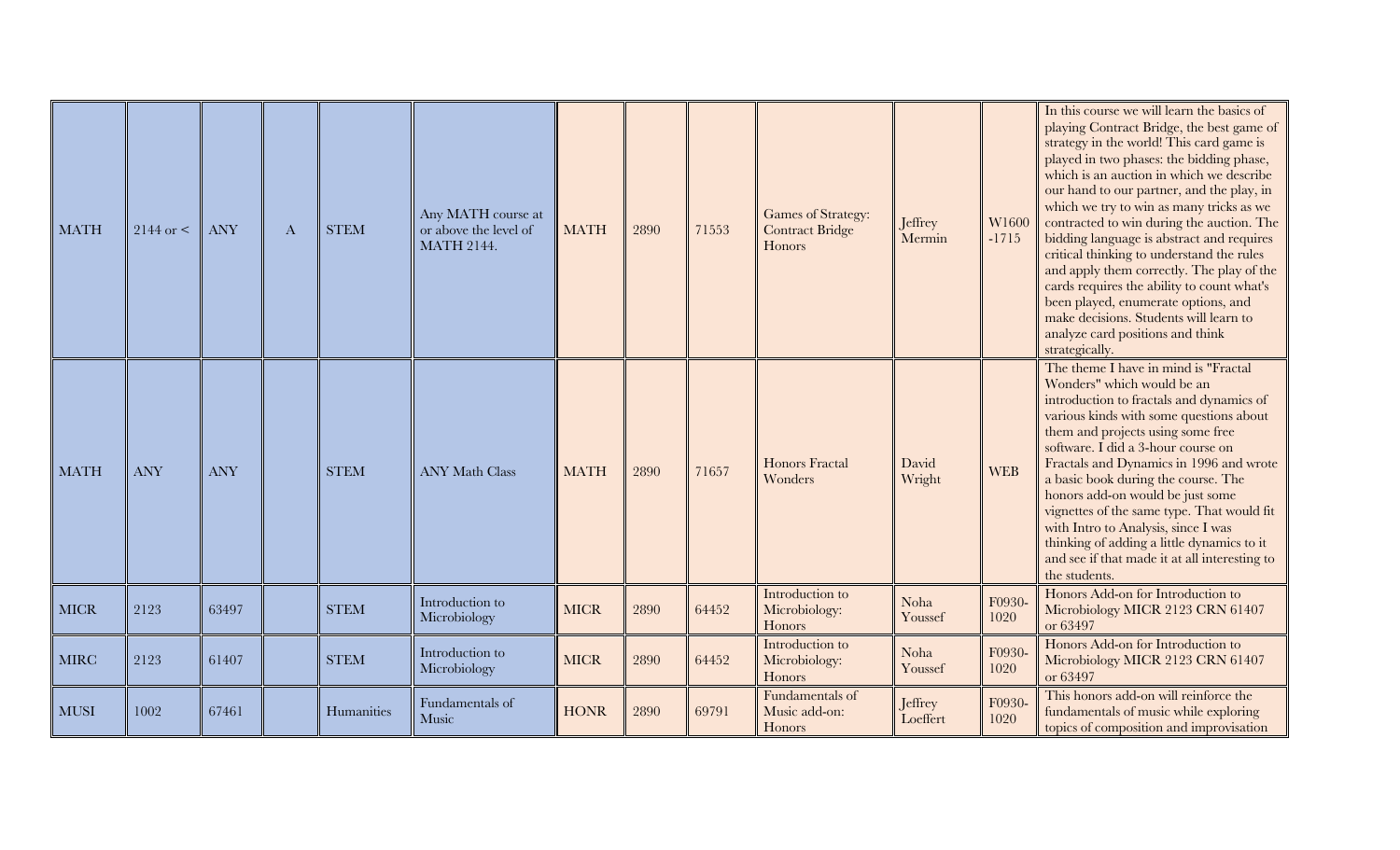| | | | | | | | | | | | | |
|---|---|---|---|---|---|---|---|---|---|---|---|---|
| MATH | 2144 or < | ANY | A | STEM | Any MATH course at or above the level of MATH 2144. | MATH | 2890 | 71553 | Games of Strategy: Contract Bridge Honors | Jeffrey Mermin | W1600-1715 | In this course we will learn the basics of playing Contract Bridge, the best game of strategy in the world! This card game is played in two phases: the bidding phase, which is an auction in which we describe our hand to our partner, and the play, in which we try to win as many tricks as we contracted to win during the auction. The bidding language is abstract and requires critical thinking to understand the rules and apply them correctly. The play of the cards requires the ability to count what's been played, enumerate options, and make decisions. Students will learn to analyze card positions and think strategically. |
| MATH | ANY | ANY | | STEM | ANY Math Class | MATH | 2890 | 71657 | Honors Fractal Wonders | David Wright | WEB | The theme I have in mind is "Fractal Wonders" which would be an introduction to fractals and dynamics of various kinds with some questions about them and projects using some free software. I did a 3-hour course on Fractals and Dynamics in 1996 and wrote a basic book during the course. The honors add-on would be just some vignettes of the same type. That would fit with Intro to Analysis, since I was thinking of adding a little dynamics to it and see if that made it at all interesting to the students. |
| MICR | 2123 | 63497 | | STEM | Introduction to Microbiology | MICR | 2890 | 64452 | Introduction to Microbiology: Honors | Noha Youssef | F0930-1020 | Honors Add-on for Introduction to Microbiology MICR 2123 CRN 61407 or 63497 |
| MIRC | 2123 | 61407 | | STEM | Introduction to Microbiology | MICR | 2890 | 64452 | Introduction to Microbiology: Honors | Noha Youssef | F0930-1020 | Honors Add-on for Introduction to Microbiology MICR 2123 CRN 61407 or 63497 |
| MUSI | 1002 | 67461 | | Humanities | Fundamentals of Music | HONR | 2890 | 69791 | Fundamentals of Music add-on: Honors | Jeffrey Loeffert | F0930-1020 | This honors add-on will reinforce the fundamentals of music while exploring topics of composition and improvisation |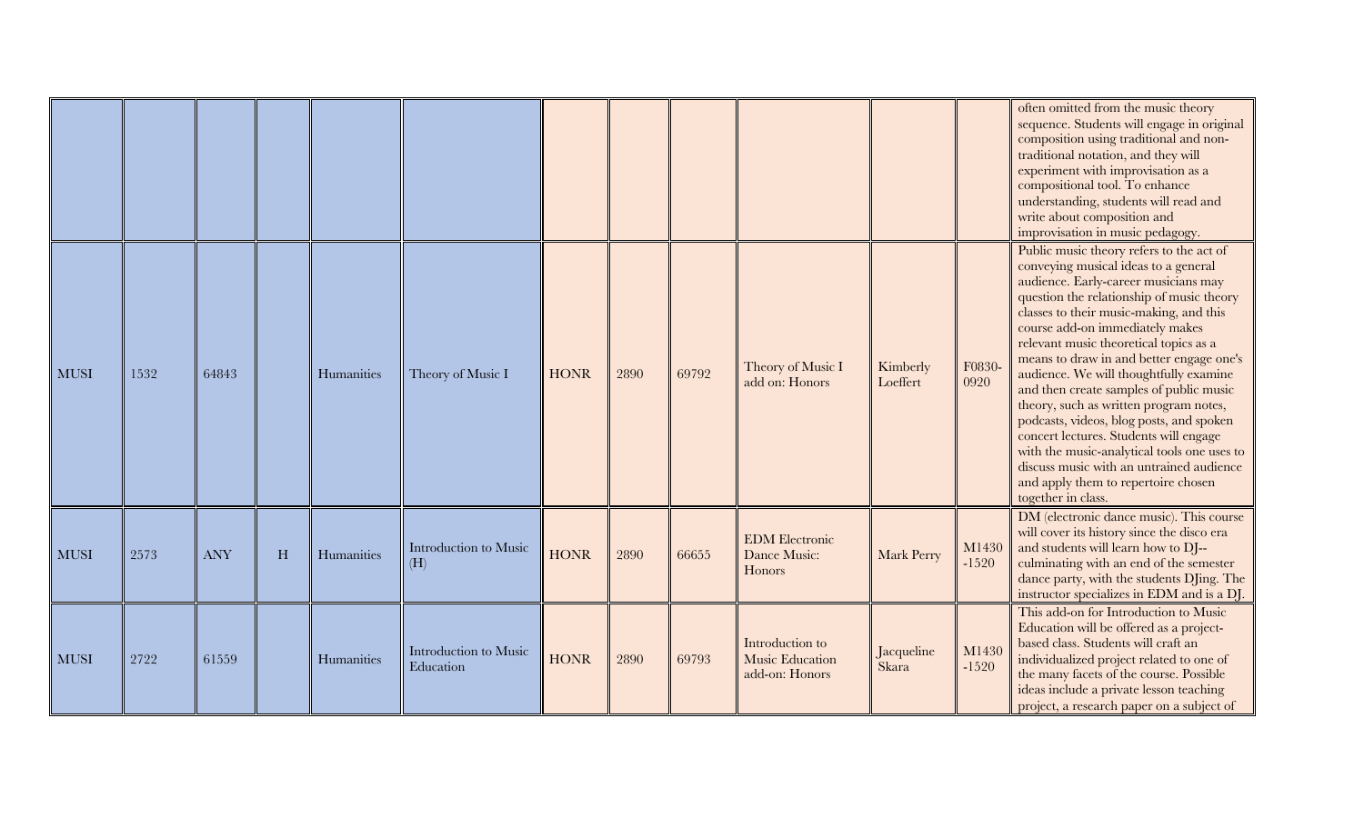| | | | | | | | | | | | | |
|---|---|---|---|---|---|---|---|---|---|---|---|---|
| | | | | | | | | | | | | often omitted from the music theory sequence. Students will engage in original composition using traditional and non-traditional notation, and they will experiment with improvisation as a compositional tool. To enhance understanding, students will read and write about composition and improvisation in music pedagogy. |
| MUSI | 1532 | 64843 | | Humanities | Theory of Music I | HONR | 2890 | 69792 | Theory of Music I add on: Honors | Kimberly Loeffert | F0830-0920 | Public music theory refers to the act of conveying musical ideas to a general audience. Early-career musicians may question the relationship of music theory classes to their music-making, and this course add-on immediately makes relevant music theoretical topics as a means to draw in and better engage one's audience. We will thoughtfully examine and then create samples of public music theory, such as written program notes, podcasts, videos, blog posts, and spoken concert lectures. Students will engage with the music-analytical tools one uses to discuss music with an untrained audience and apply them to repertoire chosen together in class. |
| MUSI | 2573 | ANY | H | Humanities | Introduction to Music (H) | HONR | 2890 | 66655 | EDM Electronic Dance Music: Honors | Mark Perry | M1430-1520 | DM (electronic dance music). This course will cover its history since the disco era and students will learn how to DJ--culminating with an end of the semester dance party, with the students DJing. The instructor specializes in EDM and is a DJ. |
| MUSI | 2722 | 61559 | | Humanities | Introduction to Music Education | HONR | 2890 | 69793 | Introduction to Music Education add-on: Honors | Jacqueline Skara | M1430-1520 | This add-on for Introduction to Music Education will be offered as a project-based class. Students will craft an individualized project related to one of the many facets of the course. Possible ideas include a private lesson teaching project, a research paper on a subject of |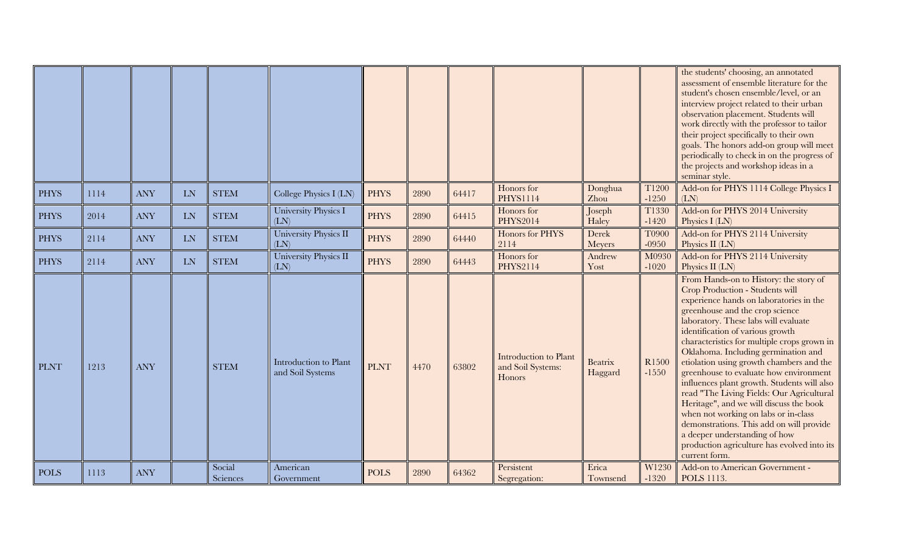| | | | | | | | | | | | | |
|---|---|---|---|---|---|---|---|---|---|---|---|---|
| | | | | | | | | | | | | the students' choosing, an annotated assessment of ensemble literature for the student's chosen ensemble/level, or an interview project related to their urban observation placement. Students will work directly with the professor to tailor their project specifically to their own goals. The honors add-on group will meet periodically to check in on the progress of the projects and workshop ideas in a seminar style. |
| PHYS | 1114 | ANY | LN | STEM | College Physics I (LN) | PHYS | 2890 | 64417 | Honors for PHYS1114 | Donghua Zhou | T1200 -1250 | Add-on for PHYS 1114 College Physics I (LN) |
| PHYS | 2014 | ANY | LN | STEM | University Physics I (LN) | PHYS | 2890 | 64415 | Honors for PHYS2014 | Joseph Haley | T1330 -1420 | Add-on for PHYS 2014 University Physics I (LN) |
| PHYS | 2114 | ANY | LN | STEM | University Physics II (LN) | PHYS | 2890 | 64440 | Honors for PHYS 2114 | Derek Meyers | T0900 -0950 | Add-on for PHYS 2114 University Physics II (LN) |
| PHYS | 2114 | ANY | LN | STEM | University Physics II (LN) | PHYS | 2890 | 64443 | Honors for PHYS2114 | Andrew Yost | M0930 -1020 | Add-on for PHYS 2114 University Physics II (LN) |
| PLNT | 1213 | ANY | | STEM | Introduction to Plant and Soil Systems | PLNT | 4470 | 63802 | Introduction to Plant and Soil Systems: Honors | Beatrix Haggard | R1500 -1550 | From Hands-on to History: the story of Crop Production - Students will experience hands on laboratories in the greenhouse and the crop science laboratory. These labs will evaluate identification of various growth characteristics for multiple crops grown in Oklahoma. Including germination and etiolation using growth chambers and the greenhouse to evaluate how environment influences plant growth. Students will also read "The Living Fields: Our Agricultural Heritage", and we will discuss the book when not working on labs or in-class demonstrations. This add on will provide a deeper understanding of how production agriculture has evolved into its current form. |
| POLS | 1113 | ANY | | Social Sciences | American Government | POLS | 2890 | 64362 | Persistent Segregation: | Erica Townsend | W1230 -1320 | Add-on to American Government - POLS 1113. |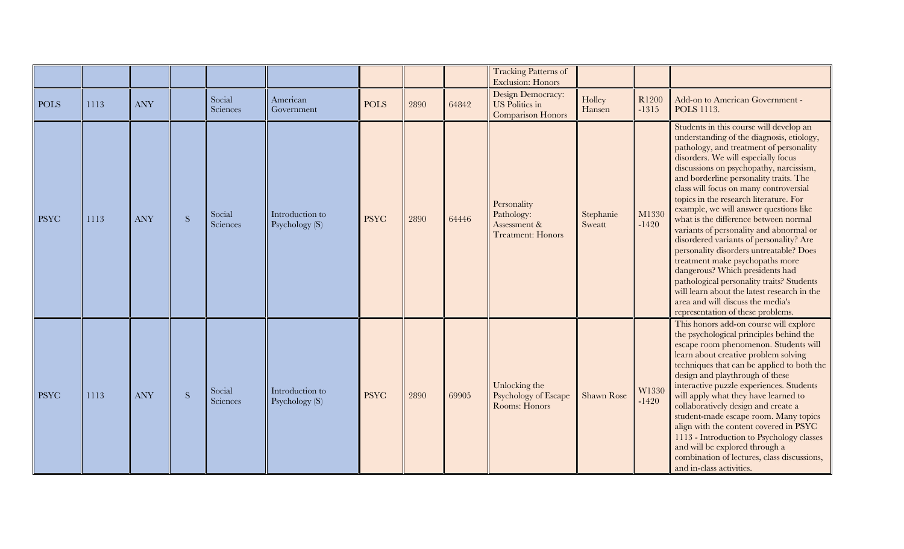| | | | | | | | | | | | | |
|---|---|---|---|---|---|---|---|---|---|---|---|---|
| | | | | | | | | | Tracking Patterns of Exclusion: Honors | | | |
| POLS | 1113 | ANY | | Social Sciences | American Government | POLS | 2890 | 64842 | Design Democracy: US Politics in Comparison Honors | Holley Hansen | R1200 -1315 | Add-on to American Government - POLS 1113. |
| PSYC | 1113 | ANY | S | Social Sciences | Introduction to Psychology (S) | PSYC | 2890 | 64446 | Personality Pathology: Assessment & Treatment: Honors | Stephanie Sweatt | M1330 -1420 | Students in this course will develop an understanding of the diagnosis, etiology, pathology, and treatment of personality disorders. We will especially focus discussions on psychopathy, narcissism, and borderline personality traits. The class will focus on many controversial topics in the research literature. For example, we will answer questions like what is the difference between normal variants of personality and abnormal or disordered variants of personality? Are personality disorders untreatable? Does treatment make psychopaths more dangerous? Which presidents had pathological personality traits? Students will learn about the latest research in the area and will discuss the media's representation of these problems. |
| PSYC | 1113 | ANY | S | Social Sciences | Introduction to Psychology (S) | PSYC | 2890 | 69905 | Unlocking the Psychology of Escape Rooms: Honors | Shawn Rose | W1330 -1420 | This honors add-on course will explore the psychological principles behind the escape room phenomenon. Students will learn about creative problem solving techniques that can be applied to both the design and playthrough of these interactive puzzle experiences. Students will apply what they have learned to collaboratively design and create a student-made escape room. Many topics align with the content covered in PSYC 1113 - Introduction to Psychology classes and will be explored through a combination of lectures, class discussions, and in-class activities. |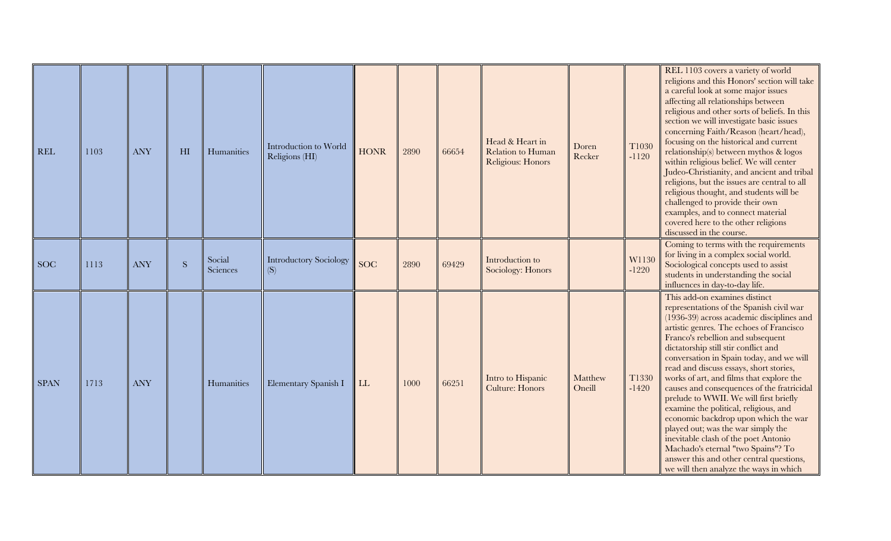| REL | 1103 | ANY | HI | Humanities | Introduction to World Religions (HI) | HONR | 2890 | 66654 | Head & Heart in Relation to Human Religious: Honors | Doren Recker | T1030-1120 | REL 1103 covers a variety of world religions and this Honors' section will take a careful look at some major issues affecting all relationships between religious and other sorts of beliefs. In this section we will investigate basic issues concerning Faith/Reason (heart/head), focusing on the historical and current relationship(s) between mythos & logos within religious belief. We will center Judeo-Christianity, and ancient and tribal religions, but the issues are central to all religious thought, and students will be challenged to provide their own examples, and to connect material covered here to the other religions discussed in the course. |
|---|---|---|---|---|---|---|---|---|---|---|---|---|
| SOC | 1113 | ANY | S | Social Sciences | Introductory Sociology (S) | SOC | 2890 | 69429 | Introduction to Sociology: Honors | | W1130-1220 | Coming to terms with the requirements for living in a complex social world. Sociological concepts used to assist students in understanding the social influences in day-to-day life. |
| SPAN | 1713 | ANY | | Humanities | Elementary Spanish I | LL | 1000 | 66251 | Intro to Hispanic Culture: Honors | Matthew Oneill | T1330-1420 | This add-on examines distinct representations of the Spanish civil war (1936-39) across academic disciplines and artistic genres. The echoes of Francisco Franco's rebellion and subsequent dictatorship still stir conflict and conversation in Spain today, and we will read and discuss essays, short stories, works of art, and films that explore the causes and consequences of the fratricidal prelude to WWII. We will first briefly examine the political, religious, and economic backdrop upon which the war played out; was the war simply the inevitable clash of the poet Antonio Machado's eternal "two Spains"? To answer this and other central questions, we will then analyze the ways in which |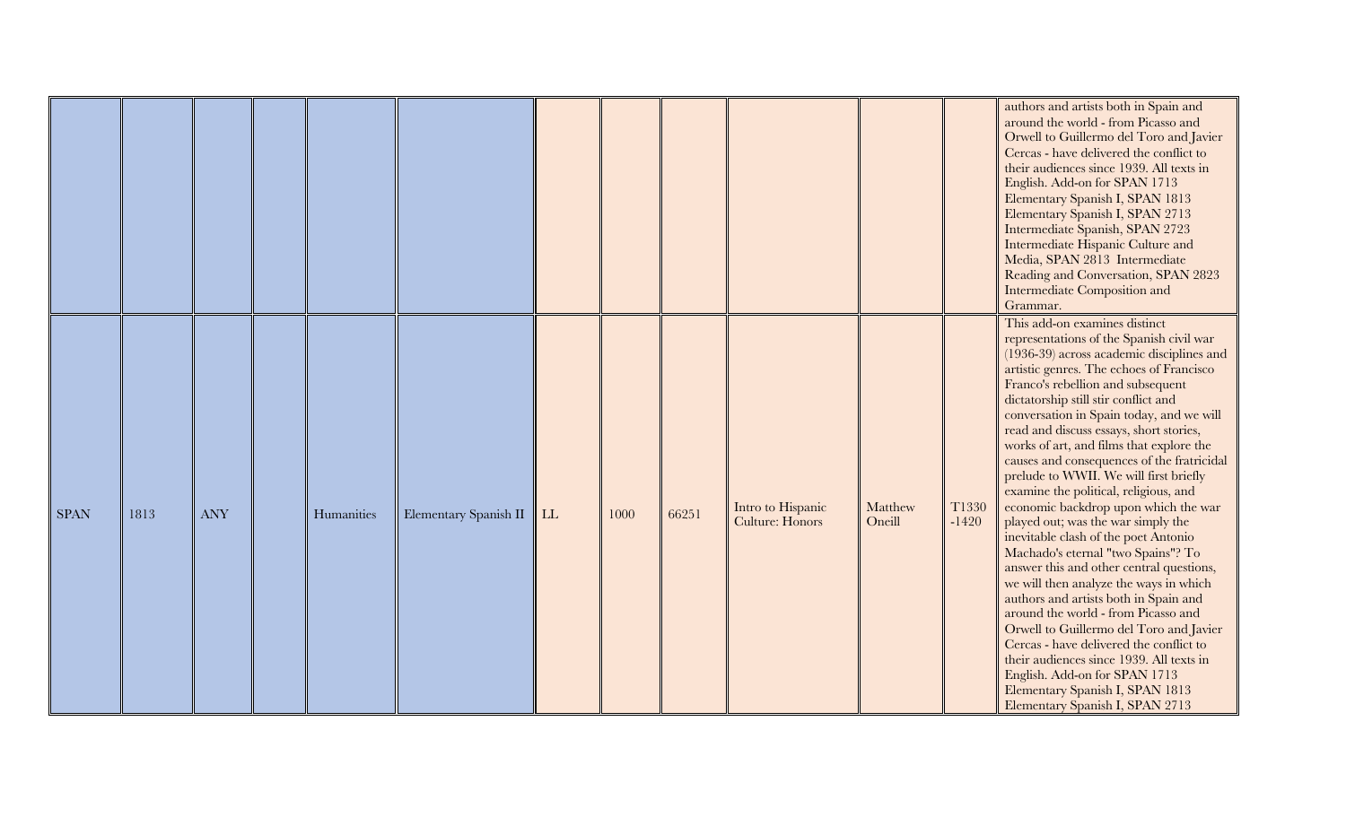| | | | | | | | | | | | | |
|---|---|---|---|---|---|---|---|---|---|---|---|---|
| | | | | | | | | | | | | authors and artists both in Spain and around the world - from Picasso and Orwell to Guillermo del Toro and Javier Cercas - have delivered the conflict to their audiences since 1939. All texts in English. Add-on for SPAN 1713 Elementary Spanish I, SPAN 1813 Elementary Spanish I, SPAN 2713 Intermediate Spanish, SPAN 2723 Intermediate Hispanic Culture and Media, SPAN 2813 Intermediate Reading and Conversation, SPAN 2823 Intermediate Composition and Grammar. |
| SPAN | 1813 | ANY | | Humanities | Elementary Spanish II | LL | 1000 | 66251 | Intro to Hispanic Culture: Honors | Matthew Oneill | T1330 -1420 | This add-on examines distinct representations of the Spanish civil war (1936-39) across academic disciplines and artistic genres. The echoes of Francisco Franco's rebellion and subsequent dictatorship still stir conflict and conversation in Spain today, and we will read and discuss essays, short stories, works of art, and films that explore the causes and consequences of the fratricidal prelude to WWII. We will first briefly examine the political, religious, and economic backdrop upon which the war played out; was the war simply the inevitable clash of the poet Antonio Machado's eternal "two Spains"? To answer this and other central questions, we will then analyze the ways in which authors and artists both in Spain and around the world - from Picasso and Orwell to Guillermo del Toro and Javier Cercas - have delivered the conflict to their audiences since 1939. All texts in English. Add-on for SPAN 1713 Elementary Spanish I, SPAN 1813 Elementary Spanish I, SPAN 2713 |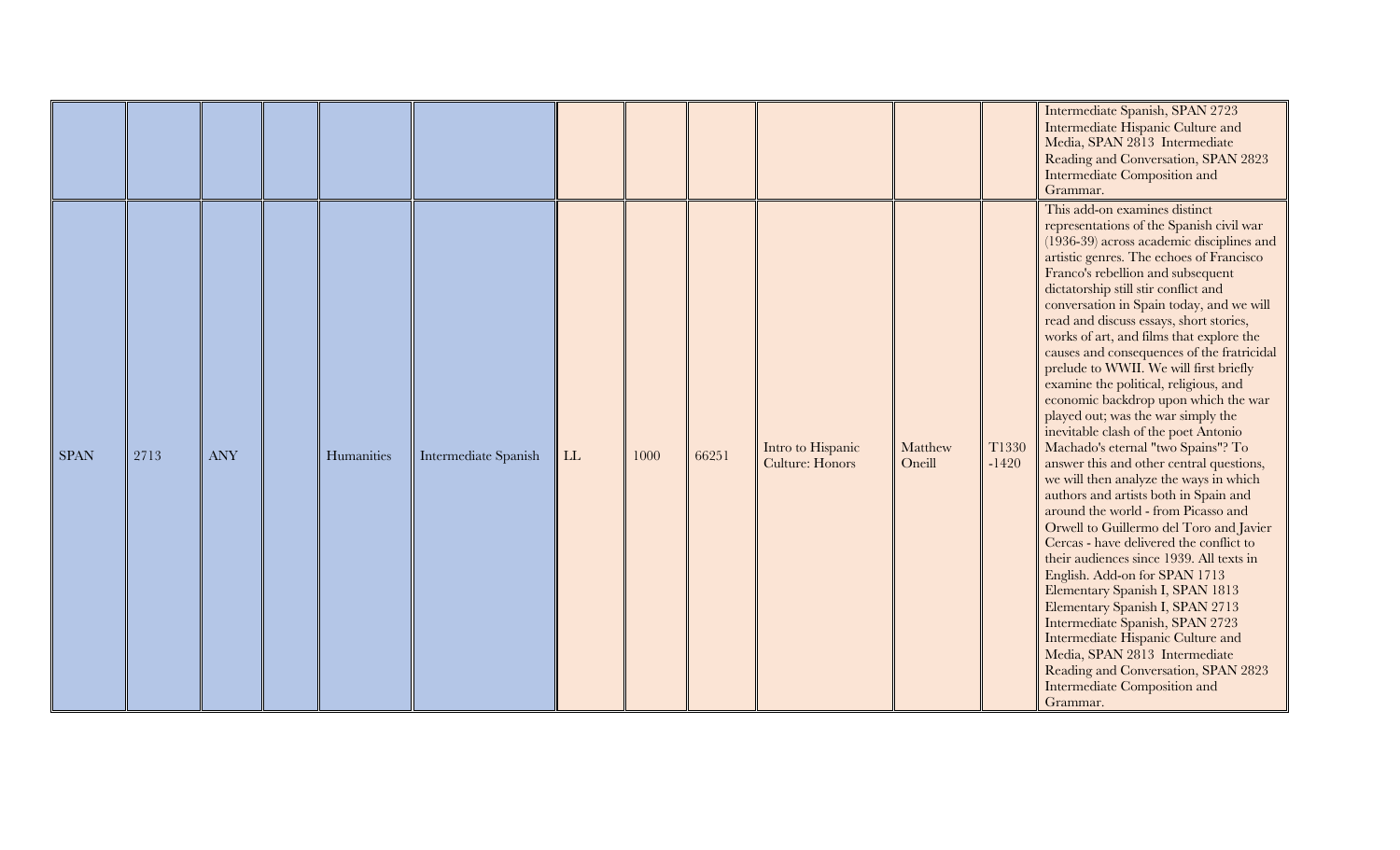| | | | | | | | | | | | | |
|---|---|---|---|---|---|---|---|---|---|---|---|---|
| | | | | | | | | | | | | Intermediate Spanish, SPAN 2723 Intermediate Hispanic Culture and Media, SPAN 2813 Intermediate Reading and Conversation, SPAN 2823 Intermediate Composition and Grammar. |
| SPAN | 2713 | ANY | | Humanities | Intermediate Spanish | LL | 1000 | 66251 | Intro to Hispanic Culture: Honors | Matthew Oneill | T1330 -1420 | This add-on examines distinct representations of the Spanish civil war (1936-39) across academic disciplines and artistic genres. The echoes of Francisco Franco's rebellion and subsequent dictatorship still stir conflict and conversation in Spain today, and we will read and discuss essays, short stories, works of art, and films that explore the causes and consequences of the fratricidal prelude to WWII. We will first briefly examine the political, religious, and economic backdrop upon which the war played out; was the war simply the inevitable clash of the poet Antonio Machado's eternal "two Spains"? To answer this and other central questions, we will then analyze the ways in which authors and artists both in Spain and around the world - from Picasso and Orwell to Guillermo del Toro and Javier Cercas - have delivered the conflict to their audiences since 1939. All texts in English. Add-on for SPAN 1713 Elementary Spanish I, SPAN 1813 Elementary Spanish I, SPAN 2713 Intermediate Spanish, SPAN 2723 Intermediate Hispanic Culture and Media, SPAN 2813 Intermediate Reading and Conversation, SPAN 2823 Intermediate Composition and Grammar. |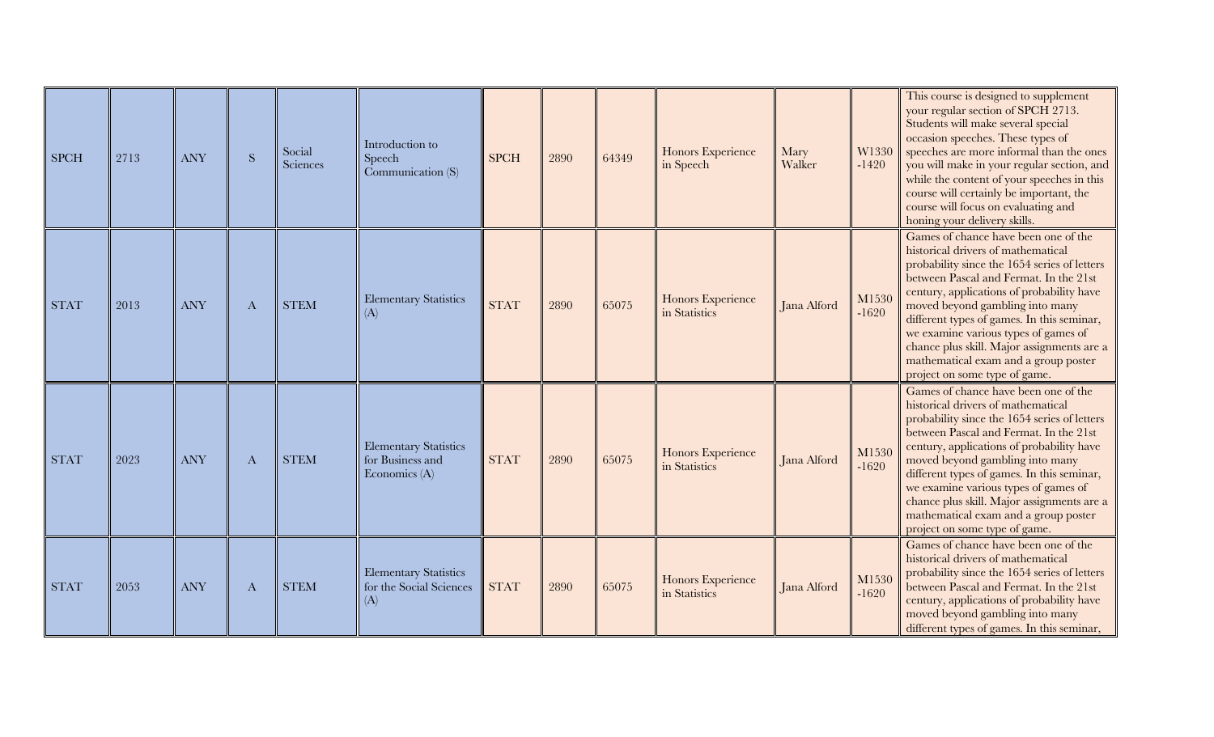| SPCH | 2713 | ANY | S | Social Sciences | Introduction to Speech Communication (S) | SPCH | 2890 | 64349 | Honors Experience in Speech | Mary Walker | W1330 -1420 | This course is designed to supplement your regular section of SPCH 2713. Students will make several special occasion speeches. These types of speeches are more informal than the ones you will make in your regular section, and while the content of your speeches in this course will certainly be important, the course will focus on evaluating and honing your delivery skills. |
|---|---|---|---|---|---|---|---|---|---|---|---|---|
| STAT | 2013 | ANY | A | STEM | Elementary Statistics (A) | STAT | 2890 | 65075 | Honors Experience in Statistics | Jana Alford | M1530 -1620 | Games of chance have been one of the historical drivers of mathematical probability since the 1654 series of letters between Pascal and Fermat. In the 21st century, applications of probability have moved beyond gambling into many different types of games. In this seminar, we examine various types of games of chance plus skill. Major assignments are a mathematical exam and a group poster project on some type of game. |
| STAT | 2023 | ANY | A | STEM | Elementary Statistics for Business and Economics (A) | STAT | 2890 | 65075 | Honors Experience in Statistics | Jana Alford | M1530 -1620 | Games of chance have been one of the historical drivers of mathematical probability since the 1654 series of letters between Pascal and Fermat. In the 21st century, applications of probability have moved beyond gambling into many different types of games. In this seminar, we examine various types of games of chance plus skill. Major assignments are a mathematical exam and a group poster project on some type of game. |
| STAT | 2053 | ANY | A | STEM | Elementary Statistics for the Social Sciences (A) | STAT | 2890 | 65075 | Honors Experience in Statistics | Jana Alford | M1530 -1620 | Games of chance have been one of the historical drivers of mathematical probability since the 1654 series of letters between Pascal and Fermat. In the 21st century, applications of probability have moved beyond gambling into many different types of games. In this seminar, |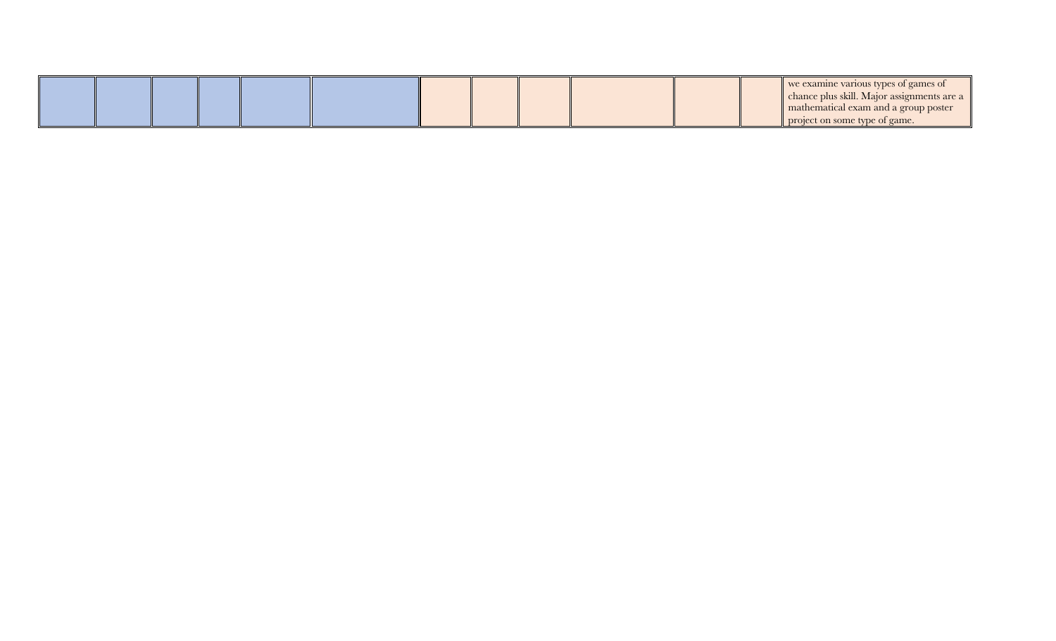| | | | | | | | | | | | | |
|---|---|---|---|---|---|---|---|---|---|---|---|---|
| | | | | | | | | | | | | we examine various types of games of chance plus skill. Major assignments are a mathematical exam and a group poster project on some type of game. |